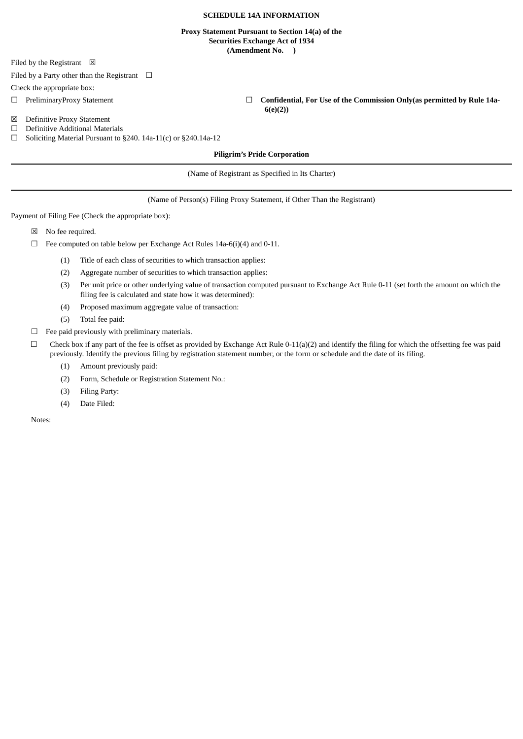**SCHEDULE 14A INFORMATION**

**Proxy Statement Pursuant to Section 14(a) of the Securities Exchange Act of 1934 (Amendment No. )**

Filed by the Registrant ☒

Filed by a Party other than the Registrant ☐

Check the appropriate box:

☐ PreliminaryProxy Statement

☐ **Confidential, For Use of the Commission Only(as permitted by Rule 14a-6(e)(2))**

☒ Definitive Proxy Statement

☐ Definitive Additional Materials

☐ Soliciting Material Pursuant to §240. 14a-11(c) or §240.14a-12

**Piligrim's Pride Corporation**

(Name of Registrant as Specified in Its Charter)

(Name of Person(s) Filing Proxy Statement, if Other Than the Registrant)

Payment of Filing Fee (Check the appropriate box):

☒ No fee required.

☐ Fee computed on table below per Exchange Act Rules 14a-6(i)(4) and 0-11.

(1) Title of each class of securities to which transaction applies:

(2) Aggregate number of securities to which transaction applies:

(3) Per unit price or other underlying value of transaction computed pursuant to Exchange Act Rule 0-11 (set forth the amount on which the filing fee is calculated and state how it was determined):

(4) Proposed maximum aggregate value of transaction:

(5) Total fee paid:

☐ Fee paid previously with preliminary materials.

☐ Check box if any part of the fee is offset as provided by Exchange Act Rule 0-11(a)(2) and identify the filing for which the offsetting fee was paid previously. Identify the previous filing by registration statement number, or the form or schedule and the date of its filing.

(1) Amount previously paid:

(2) Form, Schedule or Registration Statement No.:

(3) Filing Party:

(4) Date Filed:

Notes: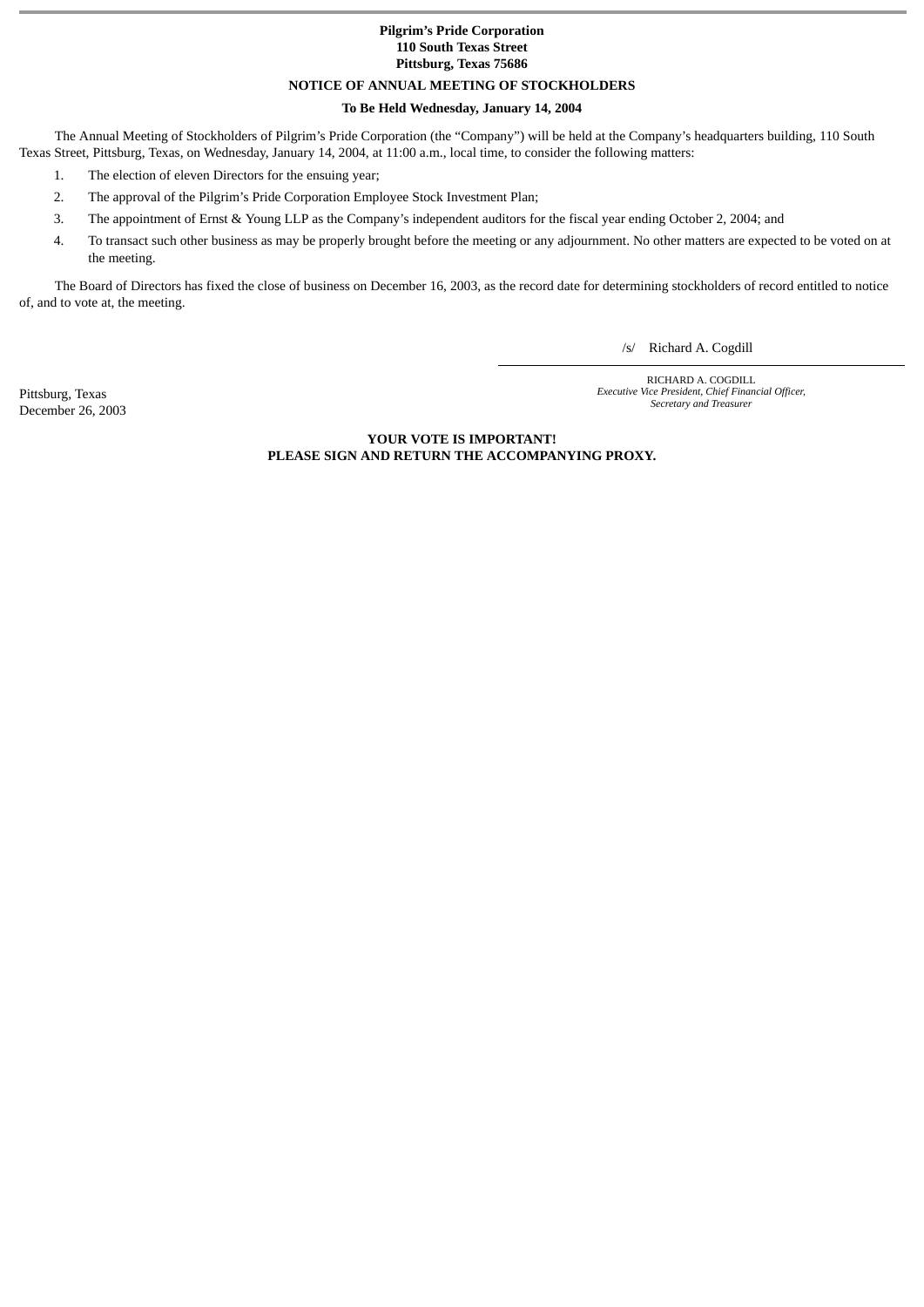**Pilgrim’s Pride Corporation**
**110 South Texas Street**
**Pittsburg, Texas 75686**

# NOTICE OF ANNUAL MEETING OF STOCKHOLDERS

**To Be Held Wednesday, January 14, 2004**

The Annual Meeting of Stockholders of Pilgrim’s Pride Corporation (the “Company”) will be held at the Company’s headquarters building, 110 South Texas Street, Pittsburg, Texas, on Wednesday, January 14, 2004, at 11:00 a.m., local time, to consider the following matters:

1. The election of eleven Directors for the ensuing year;
2. The approval of the Pilgrim’s Pride Corporation Employee Stock Investment Plan;
3. The appointment of Ernst & Young LLP as the Company’s independent auditors for the fiscal year ending October 2, 2004; and
4. To transact such other business as may be properly brought before the meeting or any adjournment. No other matters are expected to be voted on at the meeting.

The Board of Directors has fixed the close of business on December 16, 2003, as the record date for determining stockholders of record entitled to notice of, and to vote at, the meeting.

/s/ Richard A. Cogdill

RICHARD A. COGDILL
*Executive Vice President, Chief Financial Officer, Secretary and Treasurer*

Pittsburg, Texas
December 26, 2003

**YOUR VOTE IS IMPORTANT!**
**PLEASE SIGN AND RETURN THE ACCOMPANYING PROXY.**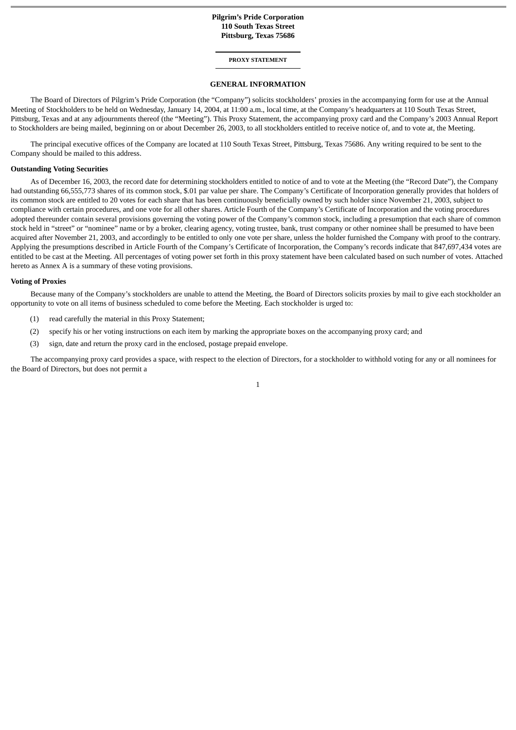**Pilgrim's Pride Corporation**
**110 South Texas Street**
**Pittsburg, Texas 75686**

---

**PROXY STATEMENT**

---

## GENERAL INFORMATION

The Board of Directors of Pilgrim's Pride Corporation (the "Company") solicits stockholders' proxies in the accompanying form for use at the Annual Meeting of Stockholders to be held on Wednesday, January 14, 2004, at 11:00 a.m., local time, at the Company's headquarters at 110 South Texas Street, Pittsburg, Texas and at any adjournments thereof (the "Meeting"). This Proxy Statement, the accompanying proxy card and the Company's 2003 Annual Report to Stockholders are being mailed, beginning on or about December 26, 2003, to all stockholders entitled to receive notice of, and to vote at, the Meeting.

The principal executive offices of the Company are located at 110 South Texas Street, Pittsburg, Texas 75686. Any writing required to be sent to the Company should be mailed to this address.

**Outstanding Voting Securities**

As of December 16, 2003, the record date for determining stockholders entitled to notice of and to vote at the Meeting (the "Record Date"), the Company had outstanding 66,555,773 shares of its common stock, $.01 par value per share. The Company's Certificate of Incorporation generally provides that holders of its common stock are entitled to 20 votes for each share that has been continuously beneficially owned by such holder since November 21, 2003, subject to compliance with certain procedures, and one vote for all other shares. Article Fourth of the Company's Certificate of Incorporation and the voting procedures adopted thereunder contain several provisions governing the voting power of the Company's common stock, including a presumption that each share of common stock held in "street" or "nominee" name or by a broker, clearing agency, voting trustee, bank, trust company or other nominee shall be presumed to have been acquired after November 21, 2003, and accordingly to be entitled to only one vote per share, unless the holder furnished the Company with proof to the contrary. Applying the presumptions described in Article Fourth of the Company's Certificate of Incorporation, the Company's records indicate that 847,697,434 votes are entitled to be cast at the Meeting. All percentages of voting power set forth in this proxy statement have been calculated based on such number of votes. Attached hereto as Annex A is a summary of these voting provisions.

**Voting of Proxies**

Because many of the Company's stockholders are unable to attend the Meeting, the Board of Directors solicits proxies by mail to give each stockholder an opportunity to vote on all items of business scheduled to come before the Meeting. Each stockholder is urged to:

(1) read carefully the material in this Proxy Statement;

(2) specify his or her voting instructions on each item by marking the appropriate boxes on the accompanying proxy card; and

(3) sign, date and return the proxy card in the enclosed, postage prepaid envelope.

The accompanying proxy card provides a space, with respect to the election of Directors, for a stockholder to withhold voting for any or all nominees for the Board of Directors, but does not permit a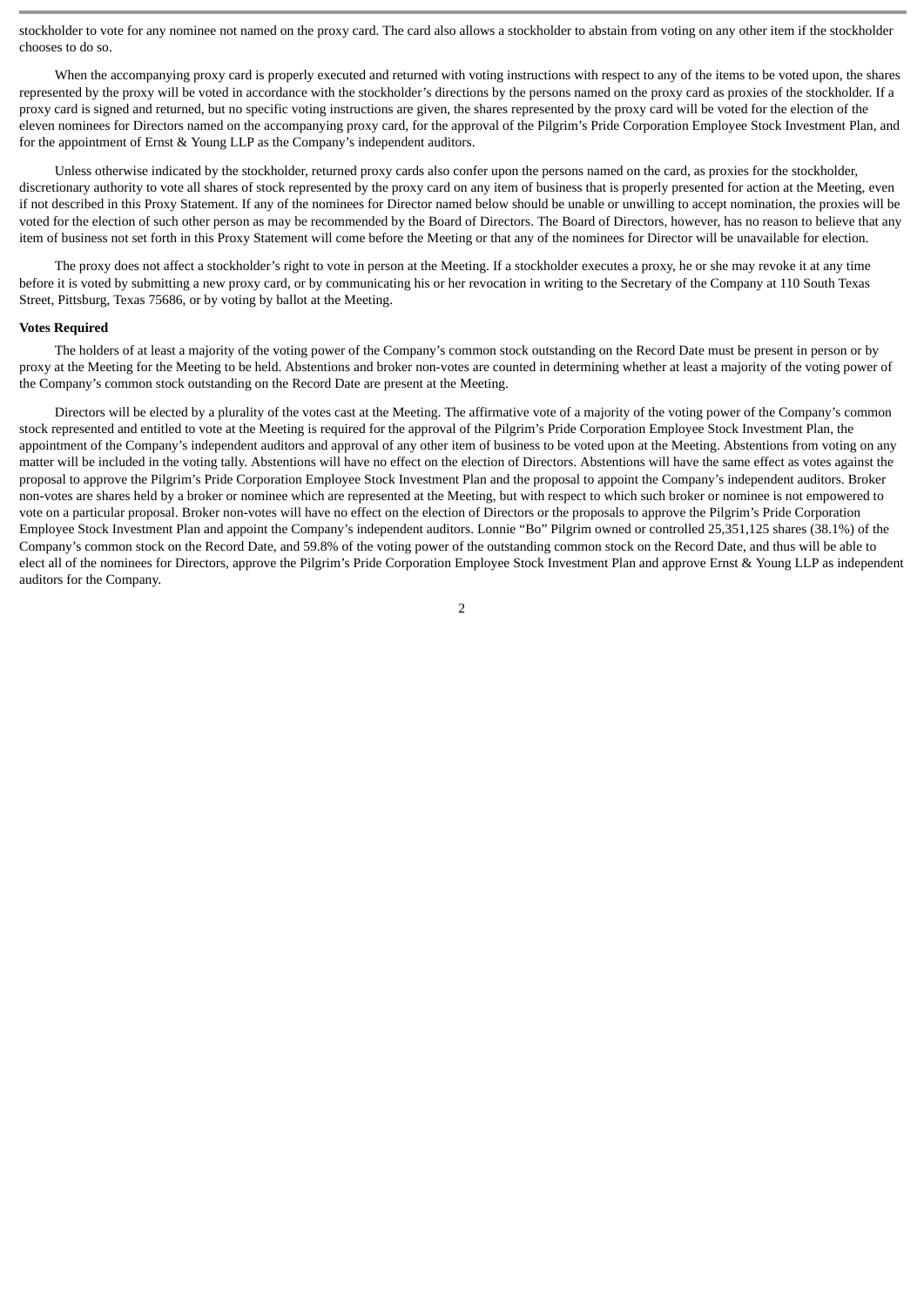stockholder to vote for any nominee not named on the proxy card. The card also allows a stockholder to abstain from voting on any other item if the stockholder chooses to do so.

When the accompanying proxy card is properly executed and returned with voting instructions with respect to any of the items to be voted upon, the shares represented by the proxy will be voted in accordance with the stockholder's directions by the persons named on the proxy card as proxies of the stockholder. If a proxy card is signed and returned, but no specific voting instructions are given, the shares represented by the proxy card will be voted for the election of the eleven nominees for Directors named on the accompanying proxy card, for the approval of the Pilgrim's Pride Corporation Employee Stock Investment Plan, and for the appointment of Ernst & Young LLP as the Company's independent auditors.

Unless otherwise indicated by the stockholder, returned proxy cards also confer upon the persons named on the card, as proxies for the stockholder, discretionary authority to vote all shares of stock represented by the proxy card on any item of business that is properly presented for action at the Meeting, even if not described in this Proxy Statement. If any of the nominees for Director named below should be unable or unwilling to accept nomination, the proxies will be voted for the election of such other person as may be recommended by the Board of Directors. The Board of Directors, however, has no reason to believe that any item of business not set forth in this Proxy Statement will come before the Meeting or that any of the nominees for Director will be unavailable for election.

The proxy does not affect a stockholder's right to vote in person at the Meeting. If a stockholder executes a proxy, he or she may revoke it at any time before it is voted by submitting a new proxy card, or by communicating his or her revocation in writing to the Secretary of the Company at 110 South Texas Street, Pittsburg, Texas 75686, or by voting by ballot at the Meeting.

**Votes Required**

The holders of at least a majority of the voting power of the Company's common stock outstanding on the Record Date must be present in person or by proxy at the Meeting for the Meeting to be held. Abstentions and broker non-votes are counted in determining whether at least a majority of the voting power of the Company's common stock outstanding on the Record Date are present at the Meeting.

Directors will be elected by a plurality of the votes cast at the Meeting. The affirmative vote of a majority of the voting power of the Company's common stock represented and entitled to vote at the Meeting is required for the approval of the Pilgrim's Pride Corporation Employee Stock Investment Plan, the appointment of the Company's independent auditors and approval of any other item of business to be voted upon at the Meeting. Abstentions from voting on any matter will be included in the voting tally. Abstentions will have no effect on the election of Directors. Abstentions will have the same effect as votes against the proposal to approve the Pilgrim's Pride Corporation Employee Stock Investment Plan and the proposal to appoint the Company's independent auditors. Broker non-votes are shares held by a broker or nominee which are represented at the Meeting, but with respect to which such broker or nominee is not empowered to vote on a particular proposal. Broker non-votes will have no effect on the election of Directors or the proposals to approve the Pilgrim's Pride Corporation Employee Stock Investment Plan and appoint the Company's independent auditors. Lonnie "Bo" Pilgrim owned or controlled 25,351,125 shares (38.1%) of the Company's common stock on the Record Date, and 59.8% of the voting power of the outstanding common stock on the Record Date, and thus will be able to elect all of the nominees for Directors, approve the Pilgrim's Pride Corporation Employee Stock Investment Plan and approve Ernst & Young LLP as independent auditors for the Company.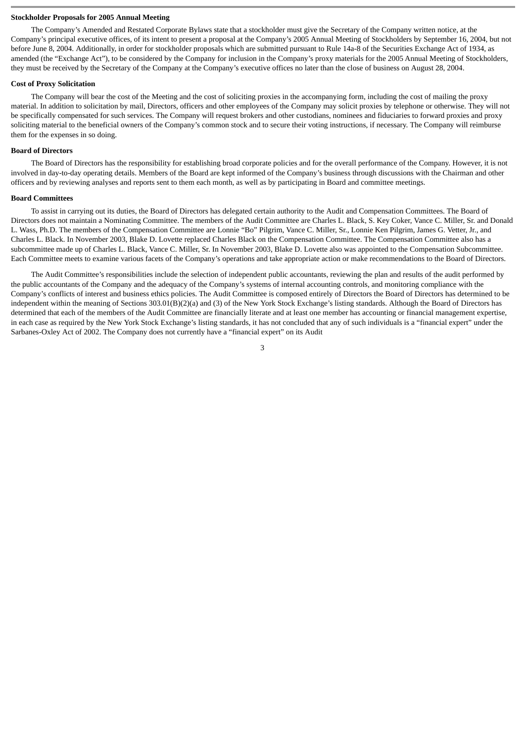**Stockholder Proposals for 2005 Annual Meeting**

The Company's Amended and Restated Corporate Bylaws state that a stockholder must give the Secretary of the Company written notice, at the Company's principal executive offices, of its intent to present a proposal at the Company's 2005 Annual Meeting of Stockholders by September 16, 2004, but not before June 8, 2004. Additionally, in order for stockholder proposals which are submitted pursuant to Rule 14a-8 of the Securities Exchange Act of 1934, as amended (the "Exchange Act"), to be considered by the Company for inclusion in the Company's proxy materials for the 2005 Annual Meeting of Stockholders, they must be received by the Secretary of the Company at the Company's executive offices no later than the close of business on August 28, 2004.

**Cost of Proxy Solicitation**

The Company will bear the cost of the Meeting and the cost of soliciting proxies in the accompanying form, including the cost of mailing the proxy material. In addition to solicitation by mail, Directors, officers and other employees of the Company may solicit proxies by telephone or otherwise. They will not be specifically compensated for such services. The Company will request brokers and other custodians, nominees and fiduciaries to forward proxies and proxy soliciting material to the beneficial owners of the Company's common stock and to secure their voting instructions, if necessary. The Company will reimburse them for the expenses in so doing.

**Board of Directors**

The Board of Directors has the responsibility for establishing broad corporate policies and for the overall performance of the Company. However, it is not involved in day-to-day operating details. Members of the Board are kept informed of the Company's business through discussions with the Chairman and other officers and by reviewing analyses and reports sent to them each month, as well as by participating in Board and committee meetings.

**Board Committees**

To assist in carrying out its duties, the Board of Directors has delegated certain authority to the Audit and Compensation Committees. The Board of Directors does not maintain a Nominating Committee. The members of the Audit Committee are Charles L. Black, S. Key Coker, Vance C. Miller, Sr. and Donald L. Wass, Ph.D. The members of the Compensation Committee are Lonnie "Bo" Pilgrim, Vance C. Miller, Sr., Lonnie Ken Pilgrim, James G. Vetter, Jr., and Charles L. Black. In November 2003, Blake D. Lovette replaced Charles Black on the Compensation Committee. The Compensation Committee also has a subcommittee made up of Charles L. Black, Vance C. Miller, Sr. In November 2003, Blake D. Lovette also was appointed to the Compensation Subcommittee. Each Committee meets to examine various facets of the Company's operations and take appropriate action or make recommendations to the Board of Directors.

The Audit Committee's responsibilities include the selection of independent public accountants, reviewing the plan and results of the audit performed by the public accountants of the Company and the adequacy of the Company's systems of internal accounting controls, and monitoring compliance with the Company's conflicts of interest and business ethics policies. The Audit Committee is composed entirely of Directors the Board of Directors has determined to be independent within the meaning of Sections 303.01(B)(2)(a) and (3) of the New York Stock Exchange's listing standards. Although the Board of Directors has determined that each of the members of the Audit Committee are financially literate and at least one member has accounting or financial management expertise, in each case as required by the New York Stock Exchange's listing standards, it has not concluded that any of such individuals is a "financial expert" under the Sarbanes-Oxley Act of 2002. The Company does not currently have a "financial expert" on its Audit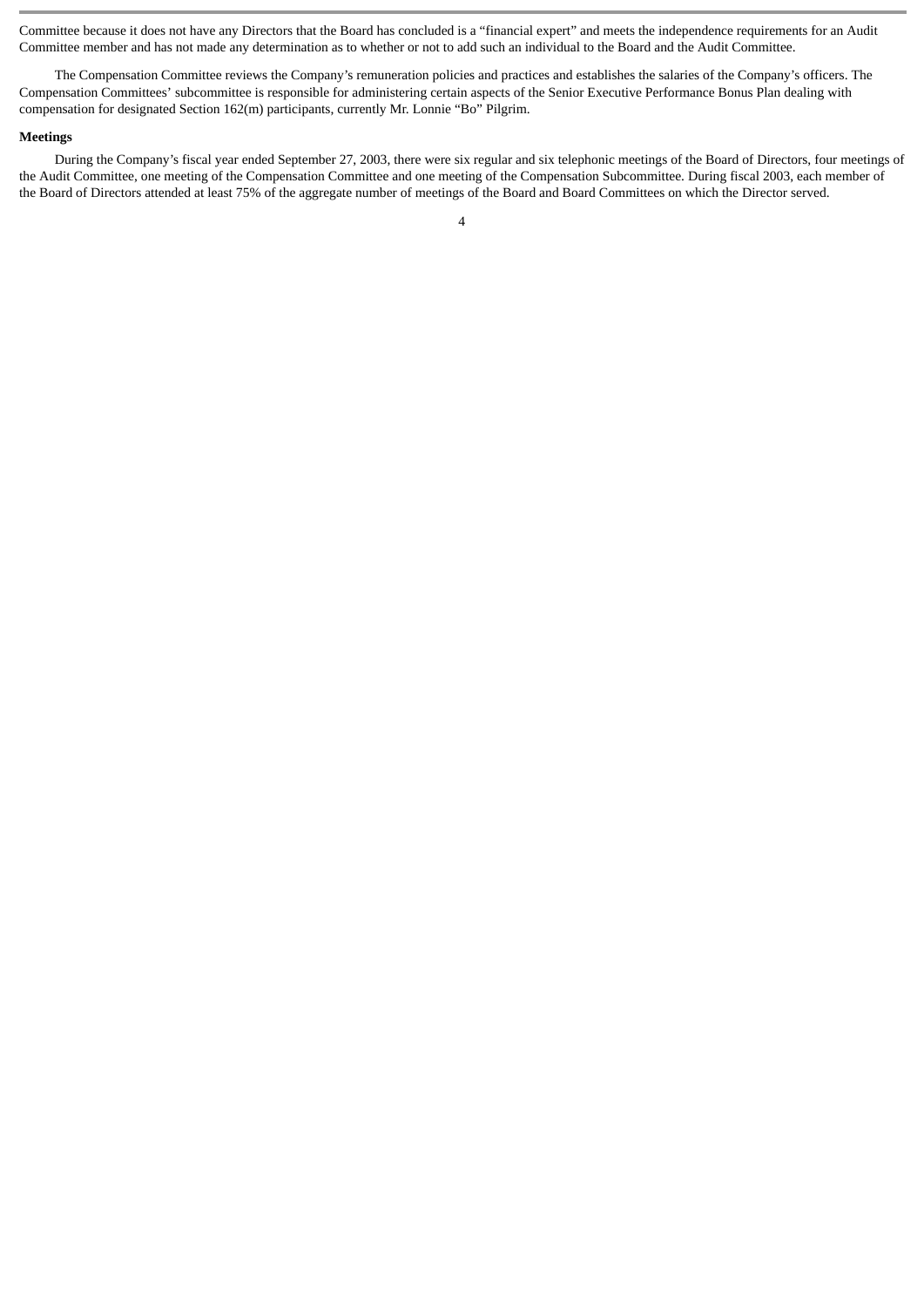Committee because it does not have any Directors that the Board has concluded is a "financial expert" and meets the independence requirements for an Audit Committee member and has not made any determination as to whether or not to add such an individual to the Board and the Audit Committee.

The Compensation Committee reviews the Company's remuneration policies and practices and establishes the salaries of the Company's officers. The Compensation Committees' subcommittee is responsible for administering certain aspects of the Senior Executive Performance Bonus Plan dealing with compensation for designated Section 162(m) participants, currently Mr. Lonnie "Bo" Pilgrim.

**Meetings**

During the Company's fiscal year ended September 27, 2003, there were six regular and six telephonic meetings of the Board of Directors, four meetings of the Audit Committee, one meeting of the Compensation Committee and one meeting of the Compensation Subcommittee. During fiscal 2003, each member of the Board of Directors attended at least 75% of the aggregate number of meetings of the Board and Board Committees on which the Director served.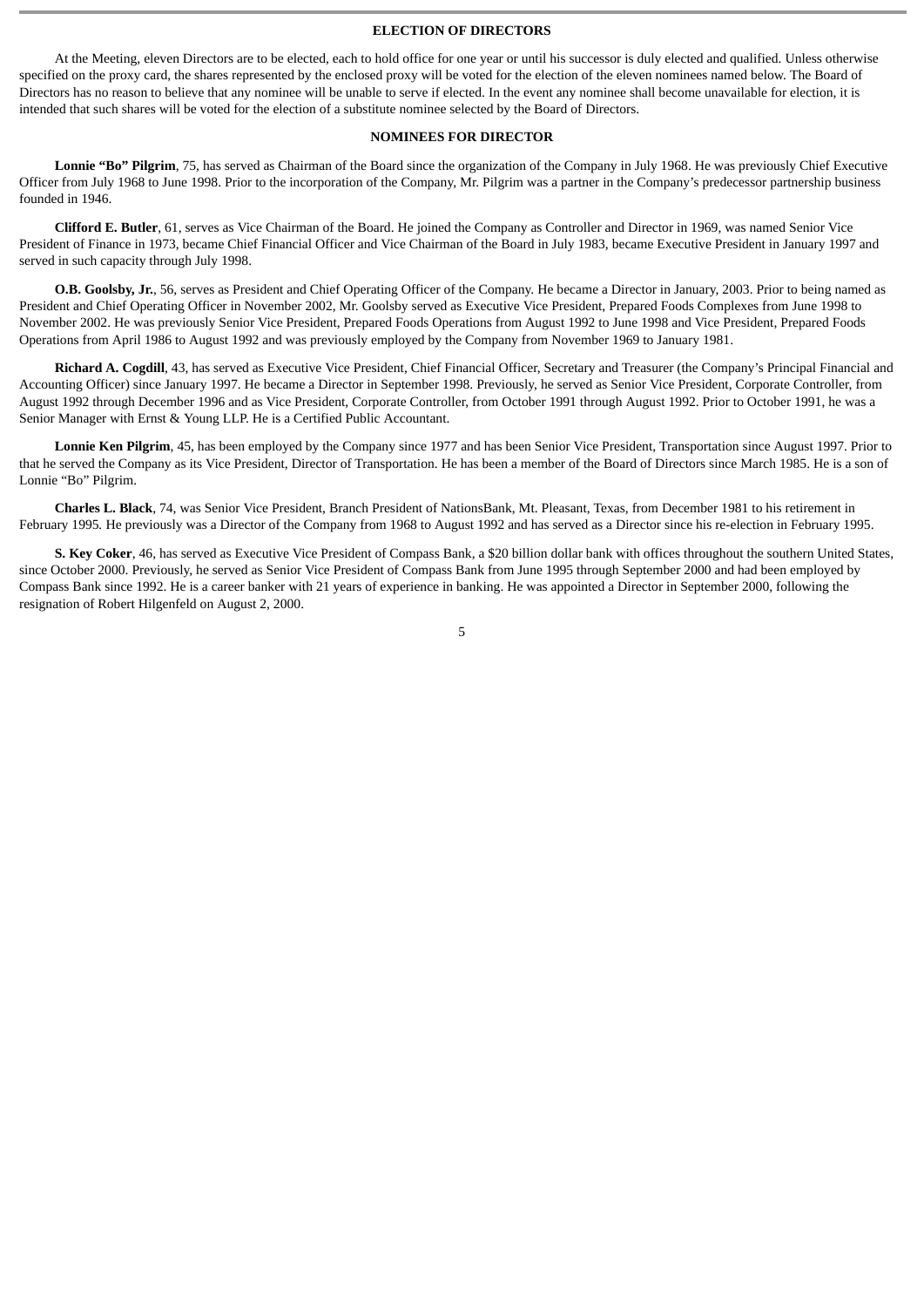## ELECTION OF DIRECTORS

At the Meeting, eleven Directors are to be elected, each to hold office for one year or until his successor is duly elected and qualified. Unless otherwise specified on the proxy card, the shares represented by the enclosed proxy will be voted for the election of the eleven nominees named below. The Board of Directors has no reason to believe that any nominee will be unable to serve if elected. In the event any nominee shall become unavailable for election, it is intended that such shares will be voted for the election of a substitute nominee selected by the Board of Directors.

## NOMINEES FOR DIRECTOR

**Lonnie "Bo" Pilgrim**, 75, has served as Chairman of the Board since the organization of the Company in July 1968. He was previously Chief Executive Officer from July 1968 to June 1998. Prior to the incorporation of the Company, Mr. Pilgrim was a partner in the Company's predecessor partnership business founded in 1946.

**Clifford E. Butler**, 61, serves as Vice Chairman of the Board. He joined the Company as Controller and Director in 1969, was named Senior Vice President of Finance in 1973, became Chief Financial Officer and Vice Chairman of the Board in July 1983, became Executive President in January 1997 and served in such capacity through July 1998.

**O.B. Goolsby, Jr.**, 56, serves as President and Chief Operating Officer of the Company. He became a Director in January, 2003. Prior to being named as President and Chief Operating Officer in November 2002, Mr. Goolsby served as Executive Vice President, Prepared Foods Complexes from June 1998 to November 2002. He was previously Senior Vice President, Prepared Foods Operations from August 1992 to June 1998 and Vice President, Prepared Foods Operations from April 1986 to August 1992 and was previously employed by the Company from November 1969 to January 1981.

**Richard A. Cogdill**, 43, has served as Executive Vice President, Chief Financial Officer, Secretary and Treasurer (the Company's Principal Financial and Accounting Officer) since January 1997. He became a Director in September 1998. Previously, he served as Senior Vice President, Corporate Controller, from August 1992 through December 1996 and as Vice President, Corporate Controller, from October 1991 through August 1992. Prior to October 1991, he was a Senior Manager with Ernst & Young LLP. He is a Certified Public Accountant.

**Lonnie Ken Pilgrim**, 45, has been employed by the Company since 1977 and has been Senior Vice President, Transportation since August 1997. Prior to that he served the Company as its Vice President, Director of Transportation. He has been a member of the Board of Directors since March 1985. He is a son of Lonnie "Bo" Pilgrim.

**Charles L. Black**, 74, was Senior Vice President, Branch President of NationsBank, Mt. Pleasant, Texas, from December 1981 to his retirement in February 1995. He previously was a Director of the Company from 1968 to August 1992 and has served as a Director since his re-election in February 1995.

**S. Key Coker**, 46, has served as Executive Vice President of Compass Bank, a $20 billion dollar bank with offices throughout the southern United States, since October 2000. Previously, he served as Senior Vice President of Compass Bank from June 1995 through September 2000 and had been employed by Compass Bank since 1992. He is a career banker with 21 years of experience in banking. He was appointed a Director in September 2000, following the resignation of Robert Hilgenfeld on August 2, 2000.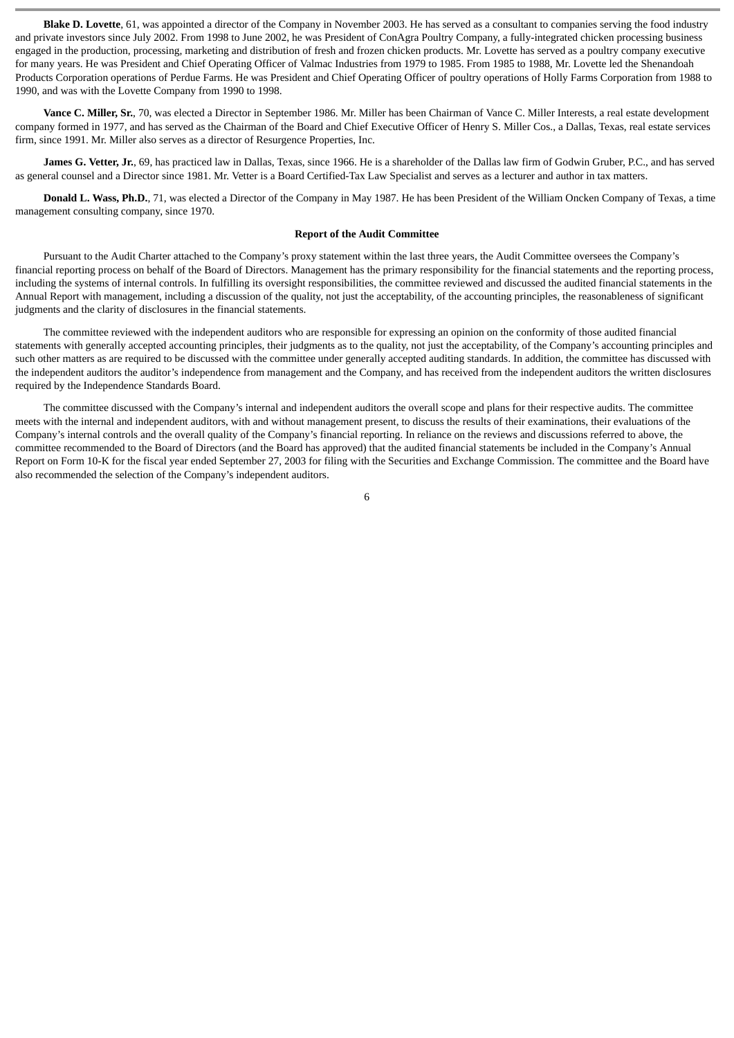**Blake D. Lovette**, 61, was appointed a director of the Company in November 2003. He has served as a consultant to companies serving the food industry and private investors since July 2002. From 1998 to June 2002, he was President of ConAgra Poultry Company, a fully-integrated chicken processing business engaged in the production, processing, marketing and distribution of fresh and frozen chicken products. Mr. Lovette has served as a poultry company executive for many years. He was President and Chief Operating Officer of Valmac Industries from 1979 to 1985. From 1985 to 1988, Mr. Lovette led the Shenandoah Products Corporation operations of Perdue Farms. He was President and Chief Operating Officer of poultry operations of Holly Farms Corporation from 1988 to 1990, and was with the Lovette Company from 1990 to 1998.

**Vance C. Miller, Sr.**, 70, was elected a Director in September 1986. Mr. Miller has been Chairman of Vance C. Miller Interests, a real estate development company formed in 1977, and has served as the Chairman of the Board and Chief Executive Officer of Henry S. Miller Cos., a Dallas, Texas, real estate services firm, since 1991. Mr. Miller also serves as a director of Resurgence Properties, Inc.

**James G. Vetter, Jr.**, 69, has practiced law in Dallas, Texas, since 1966. He is a shareholder of the Dallas law firm of Godwin Gruber, P.C., and has served as general counsel and a Director since 1981. Mr. Vetter is a Board Certified-Tax Law Specialist and serves as a lecturer and author in tax matters.

**Donald L. Wass, Ph.D.**, 71, was elected a Director of the Company in May 1987. He has been President of the William Oncken Company of Texas, a time management consulting company, since 1970.

### Report of the Audit Committee

Pursuant to the Audit Charter attached to the Company's proxy statement within the last three years, the Audit Committee oversees the Company's financial reporting process on behalf of the Board of Directors. Management has the primary responsibility for the financial statements and the reporting process, including the systems of internal controls. In fulfilling its oversight responsibilities, the committee reviewed and discussed the audited financial statements in the Annual Report with management, including a discussion of the quality, not just the acceptability, of the accounting principles, the reasonableness of significant judgments and the clarity of disclosures in the financial statements.

The committee reviewed with the independent auditors who are responsible for expressing an opinion on the conformity of those audited financial statements with generally accepted accounting principles, their judgments as to the quality, not just the acceptability, of the Company's accounting principles and such other matters as are required to be discussed with the committee under generally accepted auditing standards. In addition, the committee has discussed with the independent auditors the auditor's independence from management and the Company, and has received from the independent auditors the written disclosures required by the Independence Standards Board.

The committee discussed with the Company's internal and independent auditors the overall scope and plans for their respective audits. The committee meets with the internal and independent auditors, with and without management present, to discuss the results of their examinations, their evaluations of the Company's internal controls and the overall quality of the Company's financial reporting. In reliance on the reviews and discussions referred to above, the committee recommended to the Board of Directors (and the Board has approved) that the audited financial statements be included in the Company's Annual Report on Form 10-K for the fiscal year ended September 27, 2003 for filing with the Securities and Exchange Commission. The committee and the Board have also recommended the selection of the Company's independent auditors.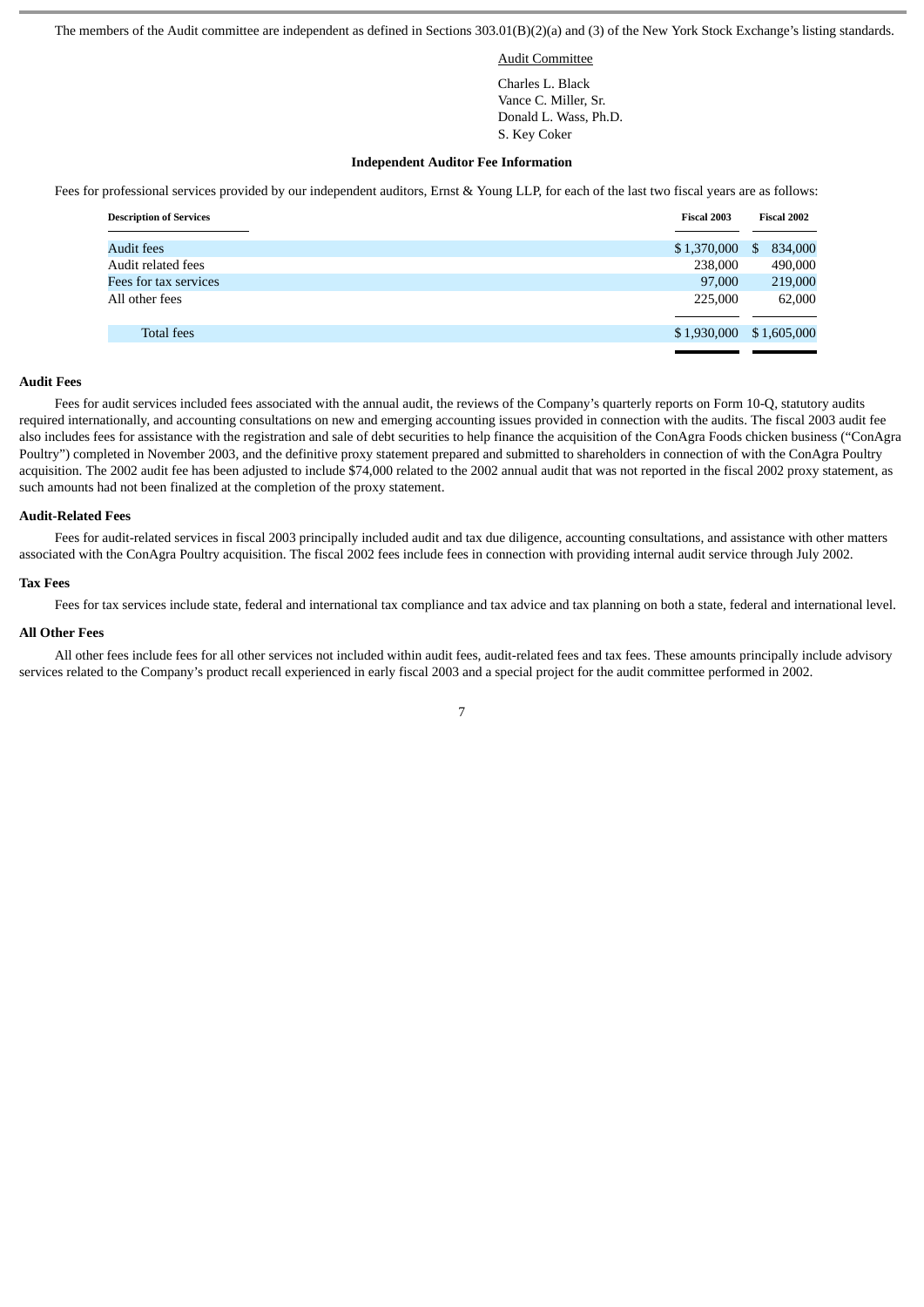The members of the Audit committee are independent as defined in Sections 303.01(B)(2)(a) and (3) of the New York Stock Exchange's listing standards.

Audit Committee

Charles L. Black
Vance C. Miller, Sr.
Donald L. Wass, Ph.D.
S. Key Coker

### Independent Auditor Fee Information

Fees for professional services provided by our independent auditors, Ernst & Young LLP, for each of the last two fiscal years are as follows:

| Description of Services | Fiscal 2003 | Fiscal 2002 |
|---|---|---|
| Audit fees | $ 1,370,000 | $ 834,000 |
| Audit related fees | 238,000 | 490,000 |
| Fees for tax services | 97,000 | 219,000 |
| All other fees | 225,000 | 62,000 |
| Total fees | $ 1,930,000 | $ 1,605,000 |

**Audit Fees**

Fees for audit services included fees associated with the annual audit, the reviews of the Company's quarterly reports on Form 10-Q, statutory audits required internationally, and accounting consultations on new and emerging accounting issues provided in connection with the audits. The fiscal 2003 audit fee also includes fees for assistance with the registration and sale of debt securities to help finance the acquisition of the ConAgra Foods chicken business ("ConAgra Poultry") completed in November 2003, and the definitive proxy statement prepared and submitted to shareholders in connection of with the ConAgra Poultry acquisition. The 2002 audit fee has been adjusted to include $74,000 related to the 2002 annual audit that was not reported in the fiscal 2002 proxy statement, as such amounts had not been finalized at the completion of the proxy statement.

**Audit-Related Fees**

Fees for audit-related services in fiscal 2003 principally included audit and tax due diligence, accounting consultations, and assistance with other matters associated with the ConAgra Poultry acquisition. The fiscal 2002 fees include fees in connection with providing internal audit service through July 2002.

**Tax Fees**

Fees for tax services include state, federal and international tax compliance and tax advice and tax planning on both a state, federal and international level.

**All Other Fees**

All other fees include fees for all other services not included within audit fees, audit-related fees and tax fees. These amounts principally include advisory services related to the Company's product recall experienced in early fiscal 2003 and a special project for the audit committee performed in 2002.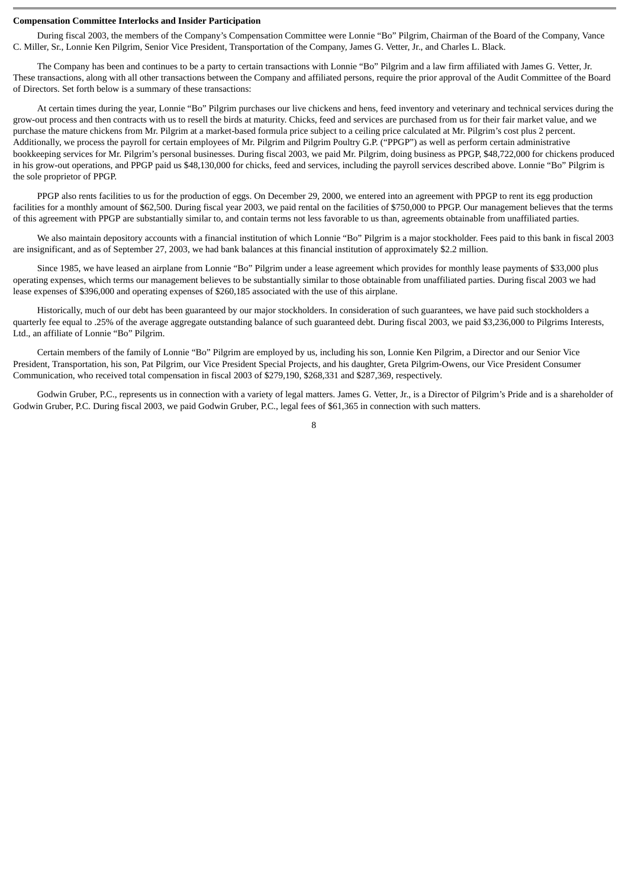**Compensation Committee Interlocks and Insider Participation**

During fiscal 2003, the members of the Company's Compensation Committee were Lonnie "Bo" Pilgrim, Chairman of the Board of the Company, Vance C. Miller, Sr., Lonnie Ken Pilgrim, Senior Vice President, Transportation of the Company, James G. Vetter, Jr., and Charles L. Black.

The Company has been and continues to be a party to certain transactions with Lonnie "Bo" Pilgrim and a law firm affiliated with James G. Vetter, Jr. These transactions, along with all other transactions between the Company and affiliated persons, require the prior approval of the Audit Committee of the Board of Directors. Set forth below is a summary of these transactions:

At certain times during the year, Lonnie "Bo" Pilgrim purchases our live chickens and hens, feed inventory and veterinary and technical services during the grow-out process and then contracts with us to resell the birds at maturity. Chicks, feed and services are purchased from us for their fair market value, and we purchase the mature chickens from Mr. Pilgrim at a market-based formula price subject to a ceiling price calculated at Mr. Pilgrim's cost plus 2 percent. Additionally, we process the payroll for certain employees of Mr. Pilgrim and Pilgrim Poultry G.P. ("PPGP") as well as perform certain administrative bookkeeping services for Mr. Pilgrim's personal businesses. During fiscal 2003, we paid Mr. Pilgrim, doing business as PPGP, $48,722,000 for chickens produced in his grow-out operations, and PPGP paid us $48,130,000 for chicks, feed and services, including the payroll services described above. Lonnie "Bo" Pilgrim is the sole proprietor of PPGP.

PPGP also rents facilities to us for the production of eggs. On December 29, 2000, we entered into an agreement with PPGP to rent its egg production facilities for a monthly amount of $62,500. During fiscal year 2003, we paid rental on the facilities of $750,000 to PPGP. Our management believes that the terms of this agreement with PPGP are substantially similar to, and contain terms not less favorable to us than, agreements obtainable from unaffiliated parties.

We also maintain depository accounts with a financial institution of which Lonnie "Bo" Pilgrim is a major stockholder. Fees paid to this bank in fiscal 2003 are insignificant, and as of September 27, 2003, we had bank balances at this financial institution of approximately $2.2 million.

Since 1985, we have leased an airplane from Lonnie "Bo" Pilgrim under a lease agreement which provides for monthly lease payments of $33,000 plus operating expenses, which terms our management believes to be substantially similar to those obtainable from unaffiliated parties. During fiscal 2003 we had lease expenses of $396,000 and operating expenses of $260,185 associated with the use of this airplane.

Historically, much of our debt has been guaranteed by our major stockholders. In consideration of such guarantees, we have paid such stockholders a quarterly fee equal to .25% of the average aggregate outstanding balance of such guaranteed debt. During fiscal 2003, we paid $3,236,000 to Pilgrims Interests, Ltd., an affiliate of Lonnie "Bo" Pilgrim.

Certain members of the family of Lonnie "Bo" Pilgrim are employed by us, including his son, Lonnie Ken Pilgrim, a Director and our Senior Vice President, Transportation, his son, Pat Pilgrim, our Vice President Special Projects, and his daughter, Greta Pilgrim-Owens, our Vice President Consumer Communication, who received total compensation in fiscal 2003 of $279,190, $268,331 and $287,369, respectively.

Godwin Gruber, P.C., represents us in connection with a variety of legal matters. James G. Vetter, Jr., is a Director of Pilgrim's Pride and is a shareholder of Godwin Gruber, P.C. During fiscal 2003, we paid Godwin Gruber, P.C., legal fees of $61,365 in connection with such matters.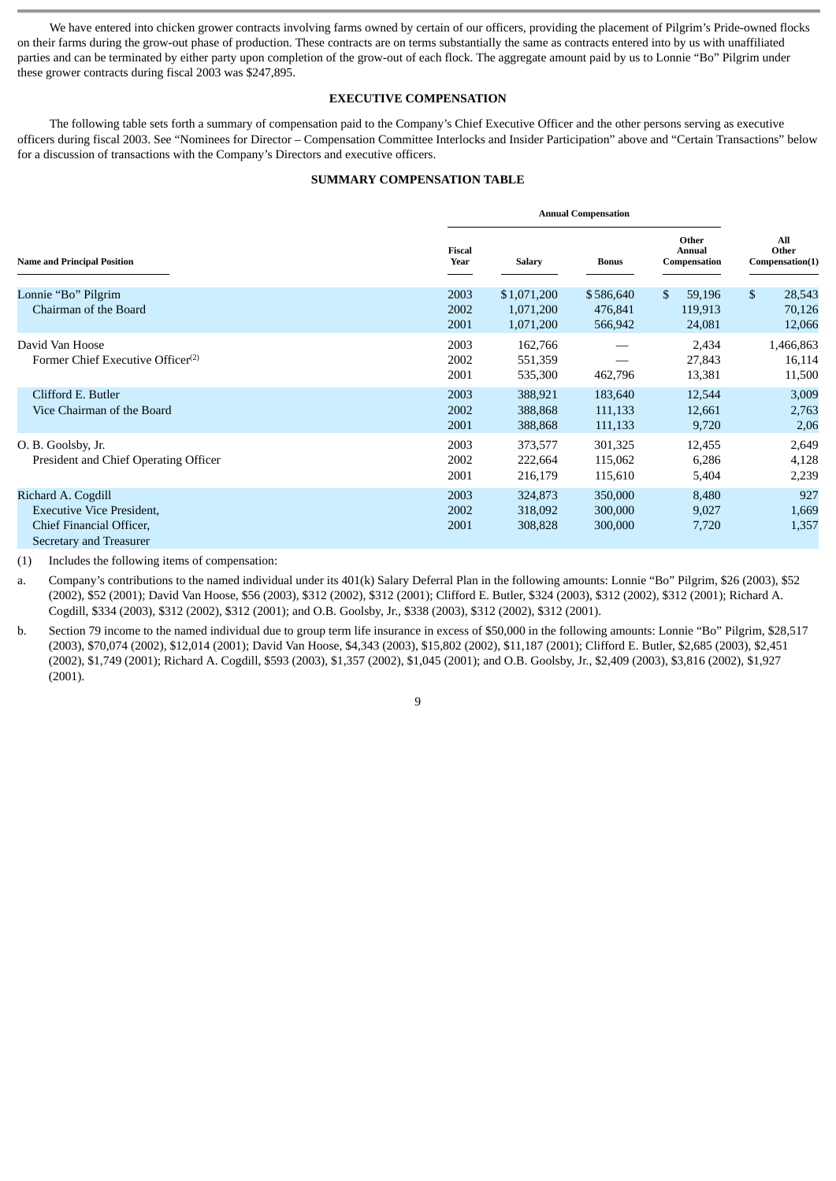We have entered into chicken grower contracts involving farms owned by certain of our officers, providing the placement of Pilgrim's Pride-owned flocks on their farms during the grow-out phase of production. These contracts are on terms substantially the same as contracts entered into by us with unaffiliated parties and can be terminated by either party upon completion of the grow-out of each flock. The aggregate amount paid by us to Lonnie "Bo" Pilgrim under these grower contracts during fiscal 2003 was $247,895.

## EXECUTIVE COMPENSATION

The following table sets forth a summary of compensation paid to the Company's Chief Executive Officer and the other persons serving as executive officers during fiscal 2003. See "Nominees for Director – Compensation Committee Interlocks and Insider Participation" above and "Certain Transactions" below for a discussion of transactions with the Company's Directors and executive officers.

### SUMMARY COMPENSATION TABLE

| | Annual Compensation | | | | |
|---|---|---|---|---|---|
| **Name and Principal Position** | **Fiscal Year** | **Salary** | **Bonus** | **Other Annual Compensation** | **All Other Compensation(1)** |
| Lonnie "Bo" Pilgrim | 2003 | $1,071,200 | $586,640 | $ 59,196 | $ 28,543 |
| Chairman of the Board | 2002 | 1,071,200 | 476,841 | 119,913 | 70,126 |
| | 2001 | 1,071,200 | 566,942 | 24,081 | 12,066 |
| David Van Hoose | 2003 | 162,766 | — | 2,434 | 1,466,863 |
| Former Chief Executive Officer(2) | 2002 | 551,359 | — | 27,843 | 16,114 |
| | 2001 | 535,300 | 462,796 | 13,381 | 11,500 |
| Clifford E. Butler | 2003 | 388,921 | 183,640 | 12,544 | 3,009 |
| Vice Chairman of the Board | 2002 | 388,868 | 111,133 | 12,661 | 2,763 |
| | 2001 | 388,868 | 111,133 | 9,720 | 2,06 |
| O. B. Goolsby, Jr. | 2003 | 373,577 | 301,325 | 12,455 | 2,649 |
| President and Chief Operating Officer | 2002 | 222,664 | 115,062 | 6,286 | 4,128 |
| | 2001 | 216,179 | 115,610 | 5,404 | 2,239 |
| Richard A. Cogdill | 2003 | 324,873 | 350,000 | 8,480 | 927 |
| Executive Vice President, | 2002 | 318,092 | 300,000 | 9,027 | 1,669 |
| Chief Financial Officer, | 2001 | 308,828 | 300,000 | 7,720 | 1,357 |
| Secretary and Treasurer | | | | | |

(1) Includes the following items of compensation:

a. Company's contributions to the named individual under its 401(k) Salary Deferral Plan in the following amounts: Lonnie "Bo" Pilgrim, $26 (2003), $52 (2002), $52 (2001); David Van Hoose, $56 (2003), $312 (2002), $312 (2001); Clifford E. Butler, $324 (2003), $312 (2002), $312 (2001); Richard A. Cogdill, $334 (2003), $312 (2002), $312 (2001); and O.B. Goolsby, Jr., $338 (2003), $312 (2002), $312 (2001).

b. Section 79 income to the named individual due to group term life insurance in excess of $50,000 in the following amounts: Lonnie "Bo" Pilgrim, $28,517 (2003), $70,074 (2002), $12,014 (2001); David Van Hoose, $4,343 (2003), $15,802 (2002), $11,187 (2001); Clifford E. Butler, $2,685 (2003), $2,451 (2002), $1,749 (2001); Richard A. Cogdill, $593 (2003), $1,357 (2002), $1,045 (2001); and O.B. Goolsby, Jr., $2,409 (2003), $3,816 (2002), $1,927 (2001).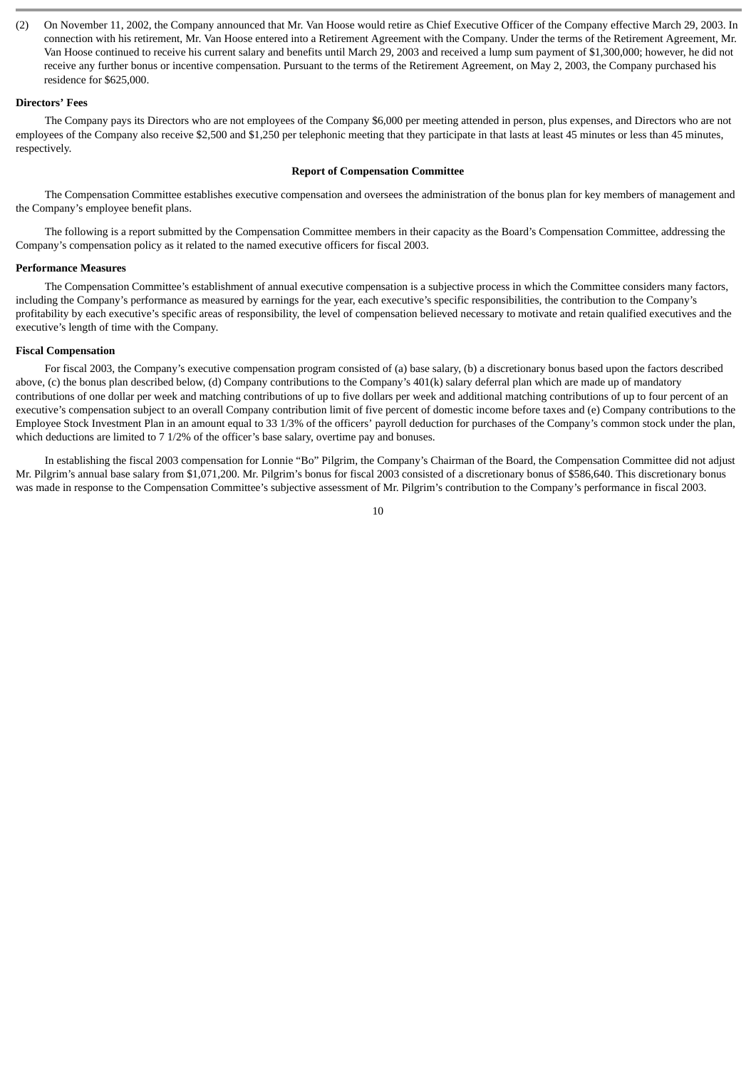(2) On November 11, 2002, the Company announced that Mr. Van Hoose would retire as Chief Executive Officer of the Company effective March 29, 2003. In connection with his retirement, Mr. Van Hoose entered into a Retirement Agreement with the Company. Under the terms of the Retirement Agreement, Mr. Van Hoose continued to receive his current salary and benefits until March 29, 2003 and received a lump sum payment of $1,300,000; however, he did not receive any further bonus or incentive compensation. Pursuant to the terms of the Retirement Agreement, on May 2, 2003, the Company purchased his residence for $625,000.

**Directors' Fees**

The Company pays its Directors who are not employees of the Company $6,000 per meeting attended in person, plus expenses, and Directors who are not employees of the Company also receive $2,500 and $1,250 per telephonic meeting that they participate in that lasts at least 45 minutes or less than 45 minutes, respectively.

## Report of Compensation Committee

The Compensation Committee establishes executive compensation and oversees the administration of the bonus plan for key members of management and the Company's employee benefit plans.

The following is a report submitted by the Compensation Committee members in their capacity as the Board's Compensation Committee, addressing the Company's compensation policy as it related to the named executive officers for fiscal 2003.

**Performance Measures**

The Compensation Committee's establishment of annual executive compensation is a subjective process in which the Committee considers many factors, including the Company's performance as measured by earnings for the year, each executive's specific responsibilities, the contribution to the Company's profitability by each executive's specific areas of responsibility, the level of compensation believed necessary to motivate and retain qualified executives and the executive's length of time with the Company.

**Fiscal Compensation**

For fiscal 2003, the Company's executive compensation program consisted of (a) base salary, (b) a discretionary bonus based upon the factors described above, (c) the bonus plan described below, (d) Company contributions to the Company's 401(k) salary deferral plan which are made up of mandatory contributions of one dollar per week and matching contributions of up to five dollars per week and additional matching contributions of up to four percent of an executive's compensation subject to an overall Company contribution limit of five percent of domestic income before taxes and (e) Company contributions to the Employee Stock Investment Plan in an amount equal to 33 1/3% of the officers' payroll deduction for purchases of the Company's common stock under the plan, which deductions are limited to 7 1/2% of the officer's base salary, overtime pay and bonuses.

In establishing the fiscal 2003 compensation for Lonnie "Bo" Pilgrim, the Company's Chairman of the Board, the Compensation Committee did not adjust Mr. Pilgrim's annual base salary from $1,071,200. Mr. Pilgrim's bonus for fiscal 2003 consisted of a discretionary bonus of $586,640. This discretionary bonus was made in response to the Compensation Committee's subjective assessment of Mr. Pilgrim's contribution to the Company's performance in fiscal 2003.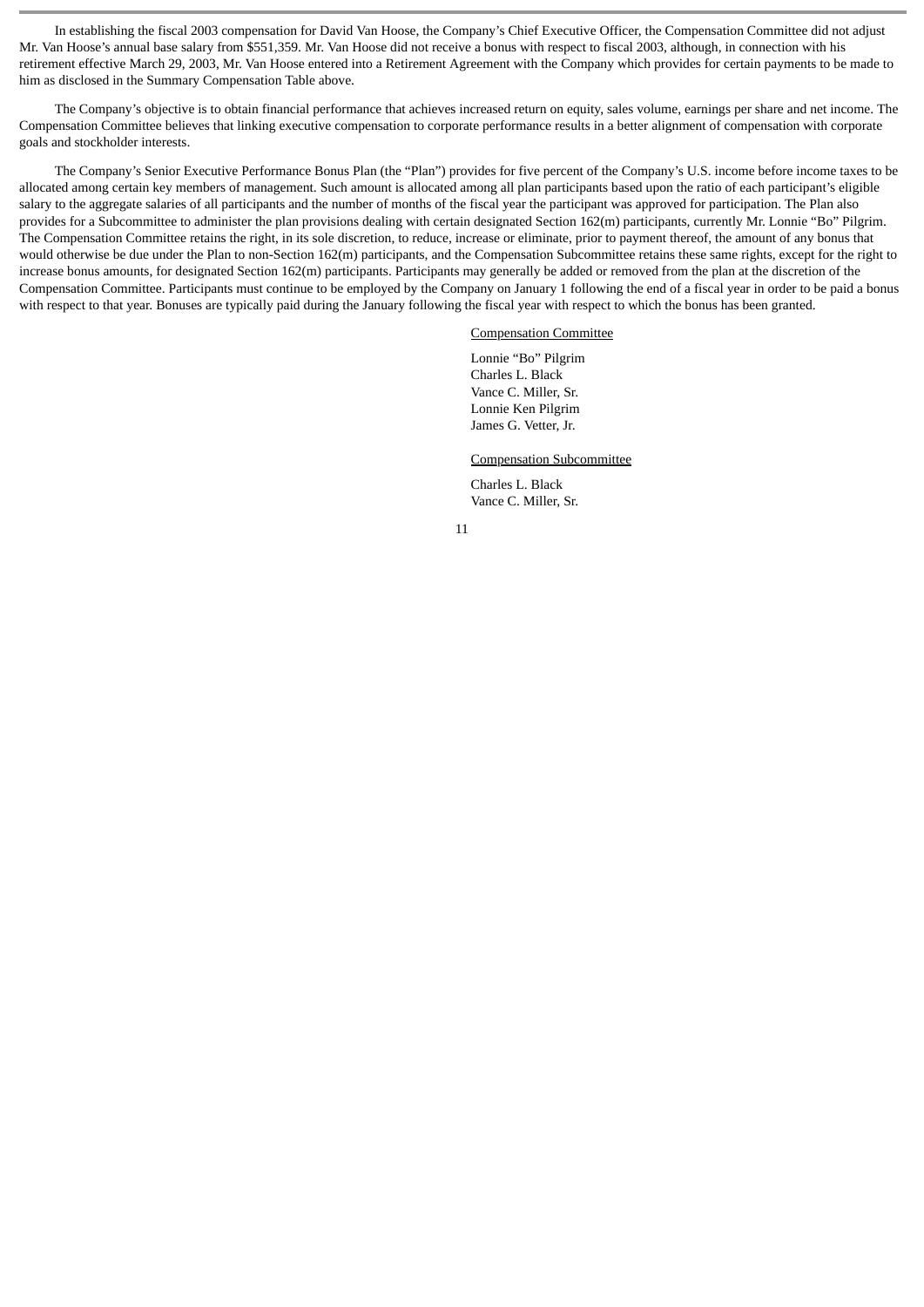In establishing the fiscal 2003 compensation for David Van Hoose, the Company's Chief Executive Officer, the Compensation Committee did not adjust Mr. Van Hoose's annual base salary from $551,359. Mr. Van Hoose did not receive a bonus with respect to fiscal 2003, although, in connection with his retirement effective March 29, 2003, Mr. Van Hoose entered into a Retirement Agreement with the Company which provides for certain payments to be made to him as disclosed in the Summary Compensation Table above.

The Company's objective is to obtain financial performance that achieves increased return on equity, sales volume, earnings per share and net income. The Compensation Committee believes that linking executive compensation to corporate performance results in a better alignment of compensation with corporate goals and stockholder interests.

The Company's Senior Executive Performance Bonus Plan (the "Plan") provides for five percent of the Company's U.S. income before income taxes to be allocated among certain key members of management. Such amount is allocated among all plan participants based upon the ratio of each participant's eligible salary to the aggregate salaries of all participants and the number of months of the fiscal year the participant was approved for participation. The Plan also provides for a Subcommittee to administer the plan provisions dealing with certain designated Section 162(m) participants, currently Mr. Lonnie "Bo" Pilgrim. The Compensation Committee retains the right, in its sole discretion, to reduce, increase or eliminate, prior to payment thereof, the amount of any bonus that would otherwise be due under the Plan to non-Section 162(m) participants, and the Compensation Subcommittee retains these same rights, except for the right to increase bonus amounts, for designated Section 162(m) participants. Participants may generally be added or removed from the plan at the discretion of the Compensation Committee. Participants must continue to be employed by the Company on January 1 following the end of a fiscal year in order to be paid a bonus with respect to that year. Bonuses are typically paid during the January following the fiscal year with respect to which the bonus has been granted.

Compensation Committee

Lonnie "Bo" Pilgrim
Charles L. Black
Vance C. Miller, Sr.
Lonnie Ken Pilgrim
James G. Vetter, Jr.

Compensation Subcommittee

Charles L. Black
Vance C. Miller, Sr.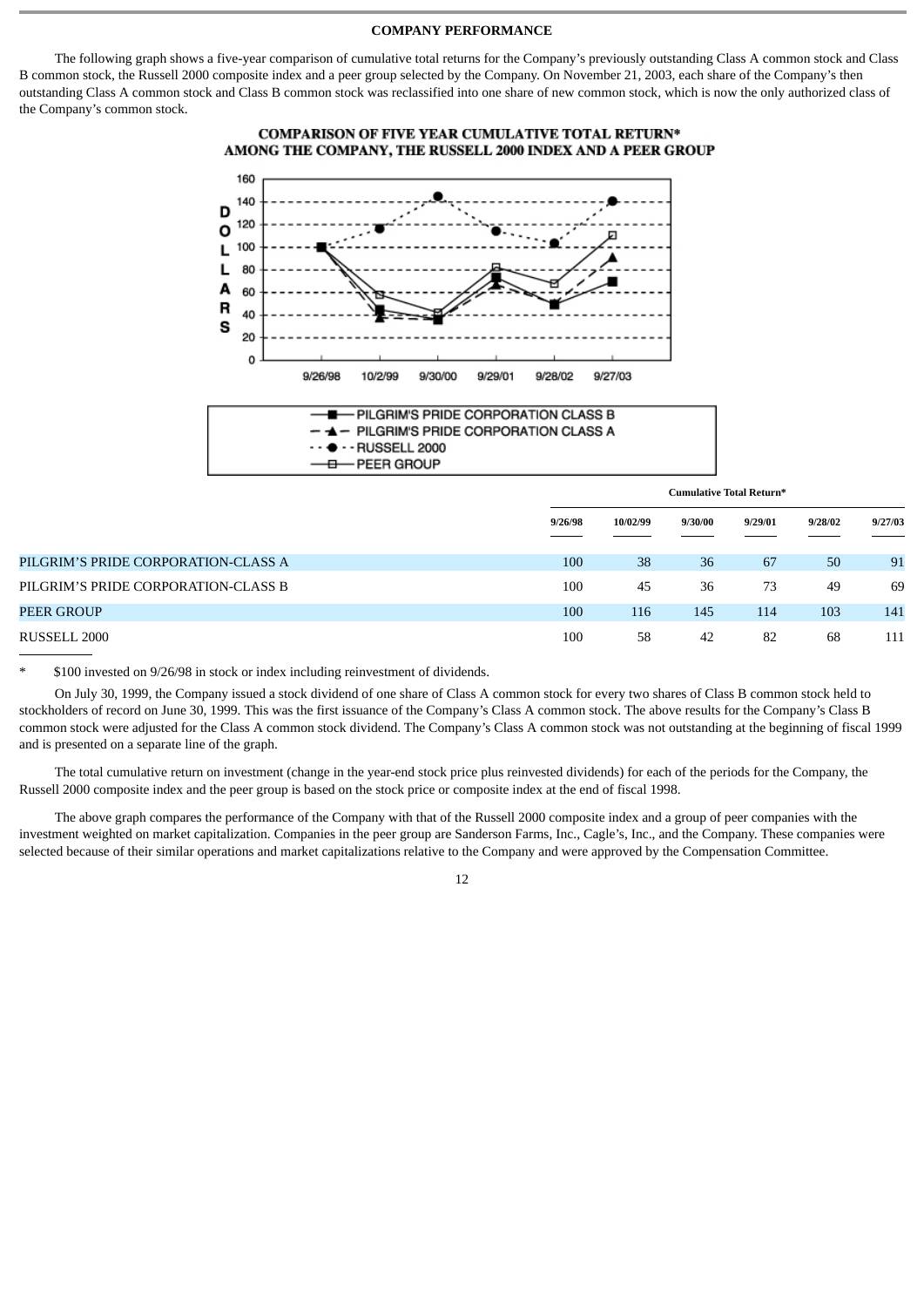**COMPANY PERFORMANCE**

The following graph shows a five-year comparison of cumulative total returns for the Company's previously outstanding Class A common stock and Class B common stock, the Russell 2000 composite index and a peer group selected by the Company. On November 21, 2003, each share of the Company's then outstanding Class A common stock and Class B common stock was reclassified into one share of new common stock, which is now the only authorized class of the Company's common stock.

**COMPARISON OF FIVE YEAR CUMULATIVE TOTAL RETURN* AMONG THE COMPANY, THE RUSSELL 2000 INDEX AND A PEER GROUP**

| | Cumulative Total Return* | | | | | |
|---|---|---|---|---|---|---|
| | 9/26/98 | 10/02/99 | 9/30/00 | 9/29/01 | 9/28/02 | 9/27/03 |
| PILGRIM'S PRIDE CORPORATION-CLASS A | 100 | 38 | 36 | 67 | 50 | 91 |
| PILGRIM'S PRIDE CORPORATION-CLASS B | 100 | 45 | 36 | 73 | 49 | 69 |
| PEER GROUP | 100 | 116 | 145 | 114 | 103 | 141 |
| RUSSELL 2000 | 100 | 58 | 42 | 82 | 68 | 111 |

\* $100 invested on 9/26/98 in stock or index including reinvestment of dividends.

On July 30, 1999, the Company issued a stock dividend of one share of Class A common stock for every two shares of Class B common stock held to stockholders of record on June 30, 1999. This was the first issuance of the Company's Class A common stock. The above results for the Company's Class B common stock were adjusted for the Class A common stock dividend. The Company's Class A common stock was not outstanding at the beginning of fiscal 1999 and is presented on a separate line of the graph.

The total cumulative return on investment (change in the year-end stock price plus reinvested dividends) for each of the periods for the Company, the Russell 2000 composite index and the peer group is based on the stock price or composite index at the end of fiscal 1998.

The above graph compares the performance of the Company with that of the Russell 2000 composite index and a group of peer companies with the investment weighted on market capitalization. Companies in the peer group are Sanderson Farms, Inc., Cagle's, Inc., and the Company. These companies were selected because of their similar operations and market capitalizations relative to the Company and were approved by the Compensation Committee.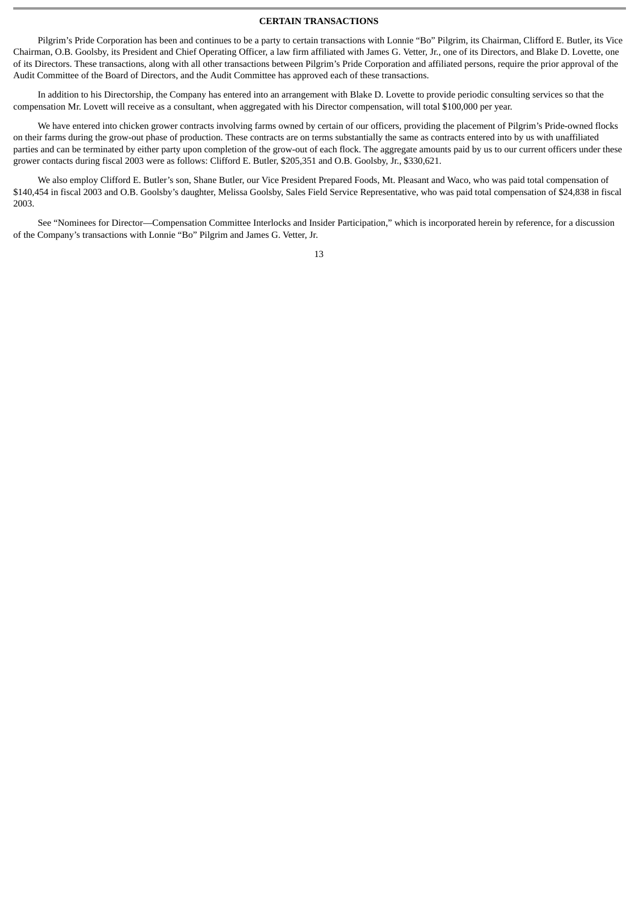## CERTAIN TRANSACTIONS

Pilgrim's Pride Corporation has been and continues to be a party to certain transactions with Lonnie "Bo" Pilgrim, its Chairman, Clifford E. Butler, its Vice Chairman, O.B. Goolsby, its President and Chief Operating Officer, a law firm affiliated with James G. Vetter, Jr., one of its Directors, and Blake D. Lovette, one of its Directors. These transactions, along with all other transactions between Pilgrim's Pride Corporation and affiliated persons, require the prior approval of the Audit Committee of the Board of Directors, and the Audit Committee has approved each of these transactions.

In addition to his Directorship, the Company has entered into an arrangement with Blake D. Lovette to provide periodic consulting services so that the compensation Mr. Lovett will receive as a consultant, when aggregated with his Director compensation, will total $100,000 per year.

We have entered into chicken grower contracts involving farms owned by certain of our officers, providing the placement of Pilgrim's Pride-owned flocks on their farms during the grow-out phase of production. These contracts are on terms substantially the same as contracts entered into by us with unaffiliated parties and can be terminated by either party upon completion of the grow-out of each flock. The aggregate amounts paid by us to our current officers under these grower contacts during fiscal 2003 were as follows: Clifford E. Butler, $205,351 and O.B. Goolsby, Jr., $330,621.

We also employ Clifford E. Butler's son, Shane Butler, our Vice President Prepared Foods, Mt. Pleasant and Waco, who was paid total compensation of $140,454 in fiscal 2003 and O.B. Goolsby's daughter, Melissa Goolsby, Sales Field Service Representative, who was paid total compensation of $24,838 in fiscal 2003.

See "Nominees for Director—Compensation Committee Interlocks and Insider Participation," which is incorporated herein by reference, for a discussion of the Company's transactions with Lonnie "Bo" Pilgrim and James G. Vetter, Jr.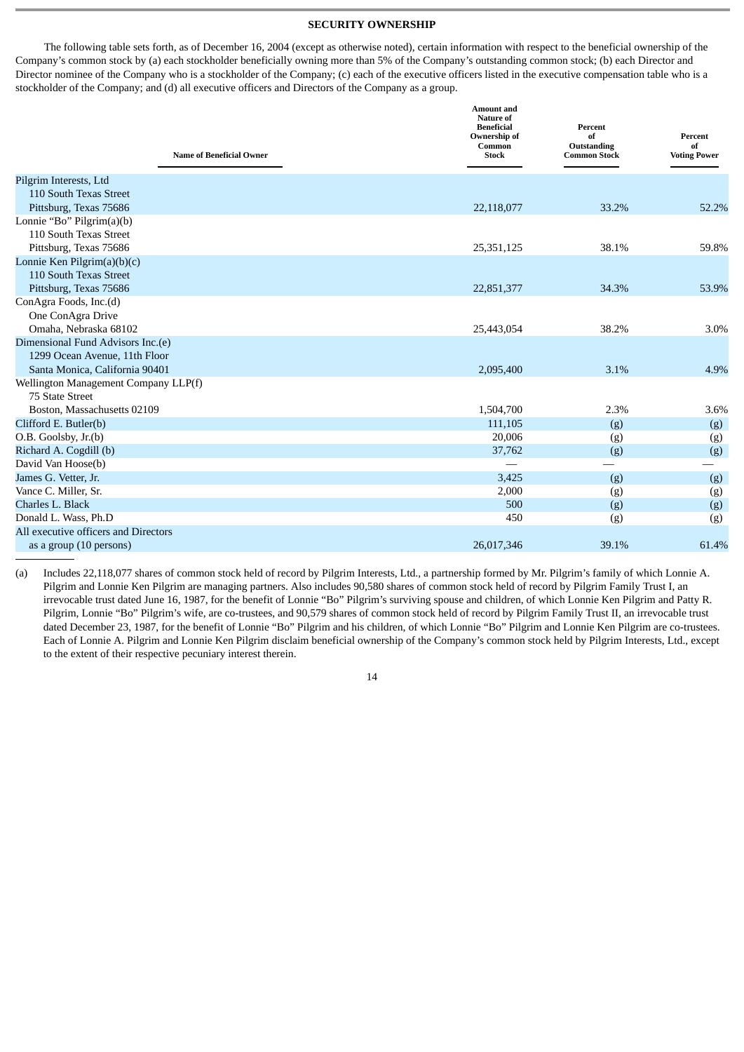## SECURITY OWNERSHIP

The following table sets forth, as of December 16, 2004 (except as otherwise noted), certain information with respect to the beneficial ownership of the Company's common stock by (a) each stockholder beneficially owning more than 5% of the Company's outstanding common stock; (b) each Director and Director nominee of the Company who is a stockholder of the Company; (c) each of the executive officers listed in the executive compensation table who is a stockholder of the Company; and (d) all executive officers and Directors of the Company as a group.

| Name of Beneficial Owner | Amount and Nature of Beneficial Ownership of Common Stock | Percent of Outstanding Common Stock | Percent of Voting Power |
|---|---|---|---|
| Pilgrim Interests, Ltd<br>110 South Texas Street<br>Pittsburg, Texas 75686 | 22,118,077 | 33.2% | 52.2% |
| Lonnie "Bo" Pilgrim(a)(b)<br>110 South Texas Street<br>Pittsburg, Texas 75686 | 25,351,125 | 38.1% | 59.8% |
| Lonnie Ken Pilgrim(a)(b)(c)<br>110 South Texas Street<br>Pittsburg, Texas 75686 | 22,851,377 | 34.3% | 53.9% |
| ConAgra Foods, Inc.(d)<br>One ConAgra Drive<br>Omaha, Nebraska 68102 | 25,443,054 | 38.2% | 3.0% |
| Dimensional Fund Advisors Inc.(e)<br>1299 Ocean Avenue, 11th Floor<br>Santa Monica, California 90401 | 2,095,400 | 3.1% | 4.9% |
| Wellington Management Company LLP(f)<br>75 State Street<br>Boston, Massachusetts 02109 | 1,504,700 | 2.3% | 3.6% |
| Clifford E. Butler(b) | 111,105 | (g) | (g) |
| O.B. Goolsby, Jr.(b) | 20,006 | (g) | (g) |
| Richard A. Cogdill (b) | 37,762 | (g) | (g) |
| David Van Hoose(b) | — | — | — |
| James G. Vetter, Jr. | 3,425 | (g) | (g) |
| Vance C. Miller, Sr. | 2,000 | (g) | (g) |
| Charles L. Black | 500 | (g) | (g) |
| Donald L. Wass, Ph.D | 450 | (g) | (g) |
| All executive officers and Directors as a group (10 persons) | 26,017,346 | 39.1% | 61.4% |

(a) Includes 22,118,077 shares of common stock held of record by Pilgrim Interests, Ltd., a partnership formed by Mr. Pilgrim's family of which Lonnie A. Pilgrim and Lonnie Ken Pilgrim are managing partners. Also includes 90,580 shares of common stock held of record by Pilgrim Family Trust I, an irrevocable trust dated June 16, 1987, for the benefit of Lonnie "Bo" Pilgrim's surviving spouse and children, of which Lonnie Ken Pilgrim and Patty R. Pilgrim, Lonnie "Bo" Pilgrim's wife, are co-trustees, and 90,579 shares of common stock held of record by Pilgrim Family Trust II, an irrevocable trust dated December 23, 1987, for the benefit of Lonnie "Bo" Pilgrim and his children, of which Lonnie "Bo" Pilgrim and Lonnie Ken Pilgrim are co-trustees. Each of Lonnie A. Pilgrim and Lonnie Ken Pilgrim disclaim beneficial ownership of the Company's common stock held by Pilgrim Interests, Ltd., except to the extent of their respective pecuniary interest therein.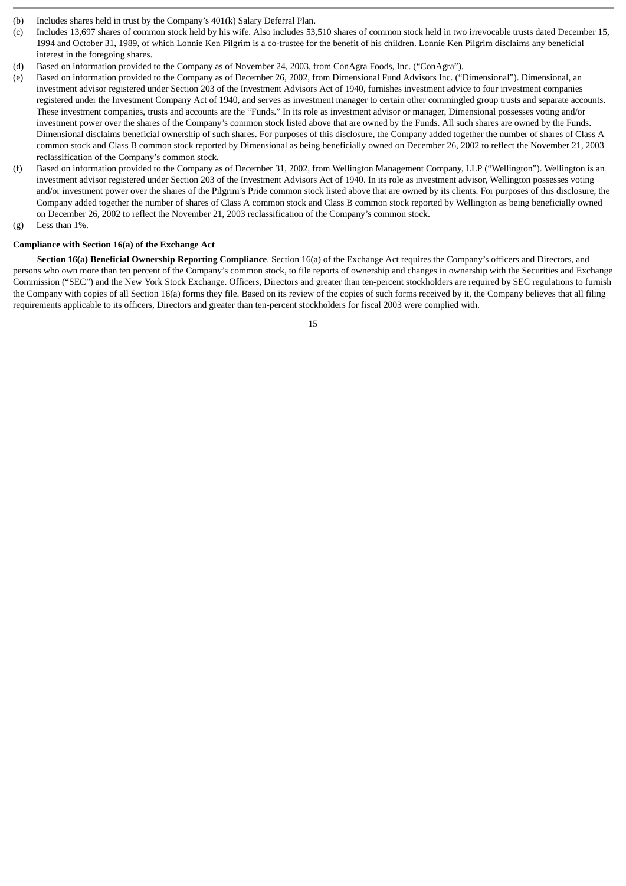(b) Includes shares held in trust by the Company's 401(k) Salary Deferral Plan.

(c) Includes 13,697 shares of common stock held by his wife. Also includes 53,510 shares of common stock held in two irrevocable trusts dated December 15, 1994 and October 31, 1989, of which Lonnie Ken Pilgrim is a co-trustee for the benefit of his children. Lonnie Ken Pilgrim disclaims any beneficial interest in the foregoing shares.

(d) Based on information provided to the Company as of November 24, 2003, from ConAgra Foods, Inc. ("ConAgra").

(e) Based on information provided to the Company as of December 26, 2002, from Dimensional Fund Advisors Inc. ("Dimensional"). Dimensional, an investment advisor registered under Section 203 of the Investment Advisors Act of 1940, furnishes investment advice to four investment companies registered under the Investment Company Act of 1940, and serves as investment manager to certain other commingled group trusts and separate accounts. These investment companies, trusts and accounts are the "Funds." In its role as investment advisor or manager, Dimensional possesses voting and/or investment power over the shares of the Company's common stock listed above that are owned by the Funds. All such shares are owned by the Funds. Dimensional disclaims beneficial ownership of such shares. For purposes of this disclosure, the Company added together the number of shares of Class A common stock and Class B common stock reported by Dimensional as being beneficially owned on December 26, 2002 to reflect the November 21, 2003 reclassification of the Company's common stock.

(f) Based on information provided to the Company as of December 31, 2002, from Wellington Management Company, LLP ("Wellington"). Wellington is an investment advisor registered under Section 203 of the Investment Advisors Act of 1940. In its role as investment advisor, Wellington possesses voting and/or investment power over the shares of the Pilgrim's Pride common stock listed above that are owned by its clients. For purposes of this disclosure, the Company added together the number of shares of Class A common stock and Class B common stock reported by Wellington as being beneficially owned on December 26, 2002 to reflect the November 21, 2003 reclassification of the Company's common stock.

(g) Less than 1%.

**Compliance with Section 16(a) of the Exchange Act**

**Section 16(a) Beneficial Ownership Reporting Compliance**. Section 16(a) of the Exchange Act requires the Company's officers and Directors, and persons who own more than ten percent of the Company's common stock, to file reports of ownership and changes in ownership with the Securities and Exchange Commission ("SEC") and the New York Stock Exchange. Officers, Directors and greater than ten-percent stockholders are required by SEC regulations to furnish the Company with copies of all Section 16(a) forms they file. Based on its review of the copies of such forms received by it, the Company believes that all filing requirements applicable to its officers, Directors and greater than ten-percent stockholders for fiscal 2003 were complied with.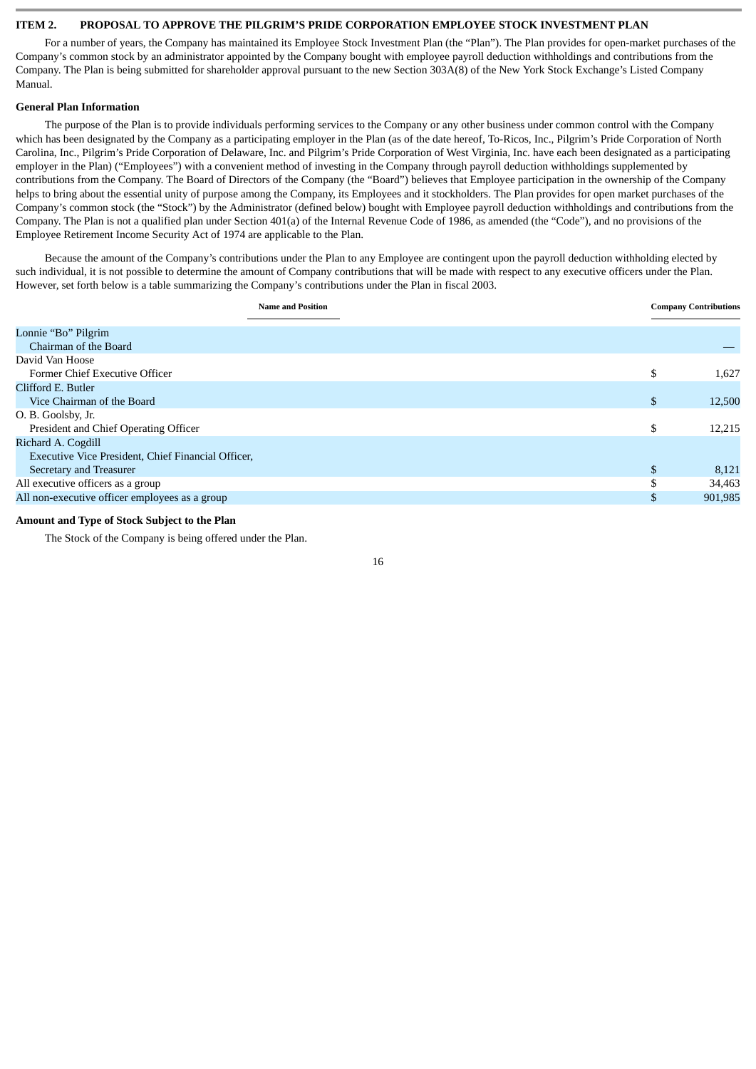## ITEM 2. PROPOSAL TO APPROVE THE PILGRIM'S PRIDE CORPORATION EMPLOYEE STOCK INVESTMENT PLAN

For a number of years, the Company has maintained its Employee Stock Investment Plan (the "Plan"). The Plan provides for open-market purchases of the Company's common stock by an administrator appointed by the Company bought with employee payroll deduction withholdings and contributions from the Company. The Plan is being submitted for shareholder approval pursuant to the new Section 303A(8) of the New York Stock Exchange's Listed Company Manual.

### General Plan Information

The purpose of the Plan is to provide individuals performing services to the Company or any other business under common control with the Company which has been designated by the Company as a participating employer in the Plan (as of the date hereof, To-Ricos, Inc., Pilgrim's Pride Corporation of North Carolina, Inc., Pilgrim's Pride Corporation of Delaware, Inc. and Pilgrim's Pride Corporation of West Virginia, Inc. have each been designated as a participating employer in the Plan) ("Employees") with a convenient method of investing in the Company through payroll deduction withholdings supplemented by contributions from the Company. The Board of Directors of the Company (the "Board") believes that Employee participation in the ownership of the Company helps to bring about the essential unity of purpose among the Company, its Employees and it stockholders. The Plan provides for open market purchases of the Company's common stock (the "Stock") by the Administrator (defined below) bought with Employee payroll deduction withholdings and contributions from the Company. The Plan is not a qualified plan under Section 401(a) of the Internal Revenue Code of 1986, as amended (the "Code"), and no provisions of the Employee Retirement Income Security Act of 1974 are applicable to the Plan.

Because the amount of the Company's contributions under the Plan to any Employee are contingent upon the payroll deduction withholding elected by such individual, it is not possible to determine the amount of Company contributions that will be made with respect to any executive officers under the Plan. However, set forth below is a table summarizing the Company's contributions under the Plan in fiscal 2003.

| Name and Position | Company Contributions |
|---|---|
| Lonnie "Bo" Pilgrim<br>Chairman of the Board | — |
| David Van Hoose<br>Former Chief Executive Officer | $ 1,627 |
| Clifford E. Butler<br>Vice Chairman of the Board | $ 12,500 |
| O. B. Goolsby, Jr.<br>President and Chief Operating Officer | $ 12,215 |
| Richard A. Cogdill<br>Executive Vice President, Chief Financial Officer, Secretary and Treasurer | $ 8,121 |
| All executive officers as a group | $ 34,463 |
| All non-executive officer employees as a group | $ 901,985 |

### Amount and Type of Stock Subject to the Plan

The Stock of the Company is being offered under the Plan.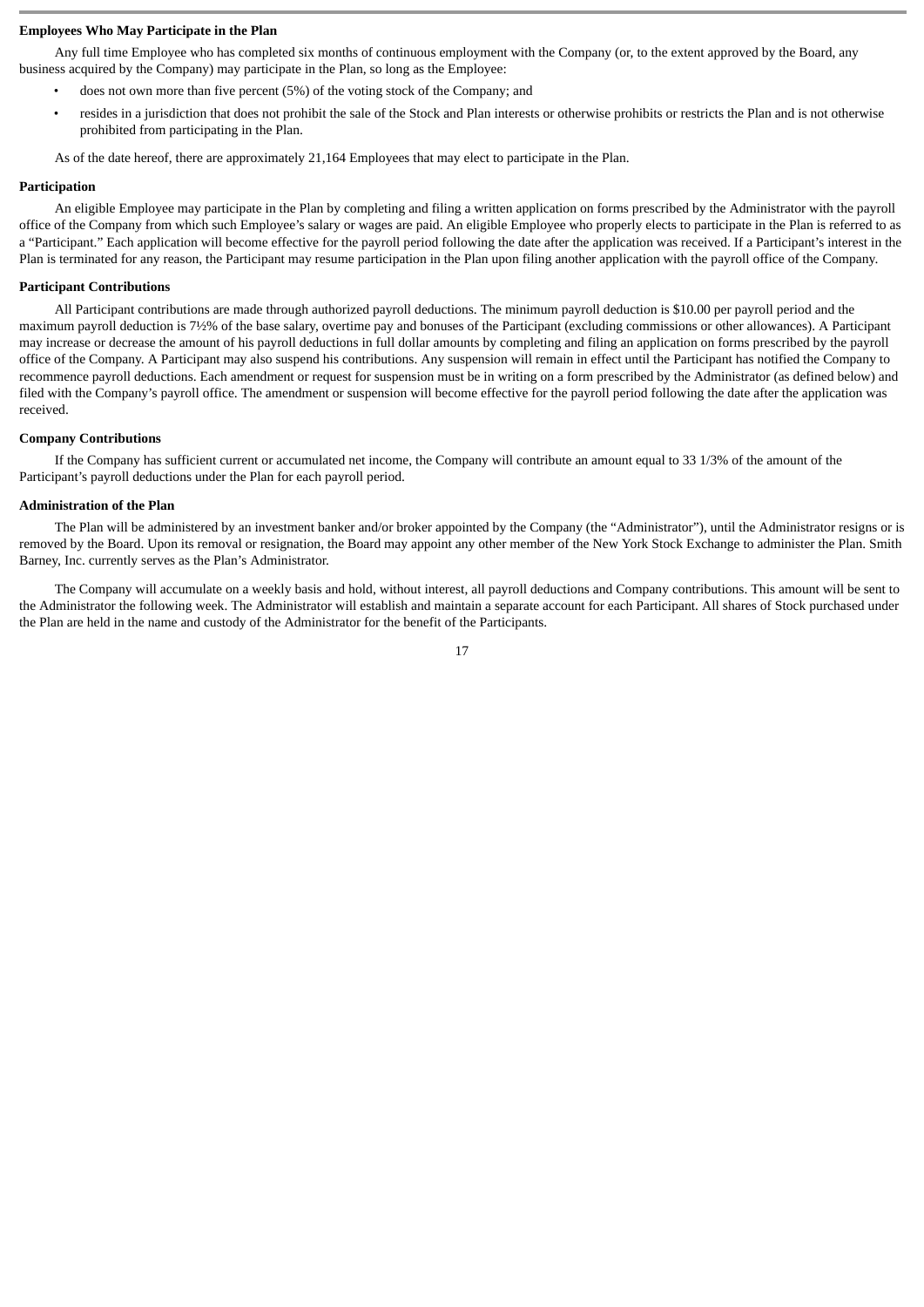**Employees Who May Participate in the Plan**

Any full time Employee who has completed six months of continuous employment with the Company (or, to the extent approved by the Board, any business acquired by the Company) may participate in the Plan, so long as the Employee:

- does not own more than five percent (5%) of the voting stock of the Company; and
- resides in a jurisdiction that does not prohibit the sale of the Stock and Plan interests or otherwise prohibits or restricts the Plan and is not otherwise prohibited from participating in the Plan.

As of the date hereof, there are approximately 21,164 Employees that may elect to participate in the Plan.

**Participation**

An eligible Employee may participate in the Plan by completing and filing a written application on forms prescribed by the Administrator with the payroll office of the Company from which such Employee's salary or wages are paid. An eligible Employee who properly elects to participate in the Plan is referred to as a "Participant." Each application will become effective for the payroll period following the date after the application was received. If a Participant's interest in the Plan is terminated for any reason, the Participant may resume participation in the Plan upon filing another application with the payroll office of the Company.

**Participant Contributions**

All Participant contributions are made through authorized payroll deductions. The minimum payroll deduction is $10.00 per payroll period and the maximum payroll deduction is 7½% of the base salary, overtime pay and bonuses of the Participant (excluding commissions or other allowances). A Participant may increase or decrease the amount of his payroll deductions in full dollar amounts by completing and filing an application on forms prescribed by the payroll office of the Company. A Participant may also suspend his contributions. Any suspension will remain in effect until the Participant has notified the Company to recommence payroll deductions. Each amendment or request for suspension must be in writing on a form prescribed by the Administrator (as defined below) and filed with the Company's payroll office. The amendment or suspension will become effective for the payroll period following the date after the application was received.

**Company Contributions**

If the Company has sufficient current or accumulated net income, the Company will contribute an amount equal to 33 1/3% of the amount of the Participant's payroll deductions under the Plan for each payroll period.

**Administration of the Plan**

The Plan will be administered by an investment banker and/or broker appointed by the Company (the "Administrator"), until the Administrator resigns or is removed by the Board. Upon its removal or resignation, the Board may appoint any other member of the New York Stock Exchange to administer the Plan. Smith Barney, Inc. currently serves as the Plan's Administrator.

The Company will accumulate on a weekly basis and hold, without interest, all payroll deductions and Company contributions. This amount will be sent to the Administrator the following week. The Administrator will establish and maintain a separate account for each Participant. All shares of Stock purchased under the Plan are held in the name and custody of the Administrator for the benefit of the Participants.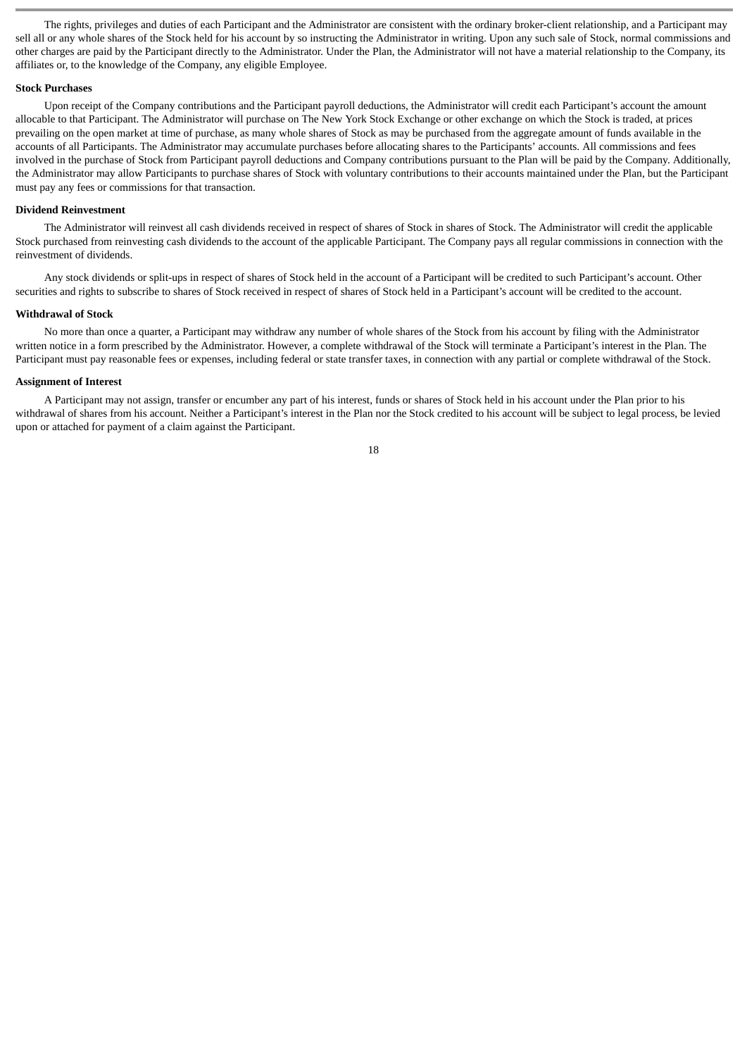The rights, privileges and duties of each Participant and the Administrator are consistent with the ordinary broker-client relationship, and a Participant may sell all or any whole shares of the Stock held for his account by so instructing the Administrator in writing. Upon any such sale of Stock, normal commissions and other charges are paid by the Participant directly to the Administrator. Under the Plan, the Administrator will not have a material relationship to the Company, its affiliates or, to the knowledge of the Company, any eligible Employee.

**Stock Purchases**

Upon receipt of the Company contributions and the Participant payroll deductions, the Administrator will credit each Participant's account the amount allocable to that Participant. The Administrator will purchase on The New York Stock Exchange or other exchange on which the Stock is traded, at prices prevailing on the open market at time of purchase, as many whole shares of Stock as may be purchased from the aggregate amount of funds available in the accounts of all Participants. The Administrator may accumulate purchases before allocating shares to the Participants' accounts. All commissions and fees involved in the purchase of Stock from Participant payroll deductions and Company contributions pursuant to the Plan will be paid by the Company. Additionally, the Administrator may allow Participants to purchase shares of Stock with voluntary contributions to their accounts maintained under the Plan, but the Participant must pay any fees or commissions for that transaction.

**Dividend Reinvestment**

The Administrator will reinvest all cash dividends received in respect of shares of Stock in shares of Stock. The Administrator will credit the applicable Stock purchased from reinvesting cash dividends to the account of the applicable Participant. The Company pays all regular commissions in connection with the reinvestment of dividends.

Any stock dividends or split-ups in respect of shares of Stock held in the account of a Participant will be credited to such Participant's account. Other securities and rights to subscribe to shares of Stock received in respect of shares of Stock held in a Participant's account will be credited to the account.

**Withdrawal of Stock**

No more than once a quarter, a Participant may withdraw any number of whole shares of the Stock from his account by filing with the Administrator written notice in a form prescribed by the Administrator. However, a complete withdrawal of the Stock will terminate a Participant's interest in the Plan. The Participant must pay reasonable fees or expenses, including federal or state transfer taxes, in connection with any partial or complete withdrawal of the Stock.

**Assignment of Interest**

A Participant may not assign, transfer or encumber any part of his interest, funds or shares of Stock held in his account under the Plan prior to his withdrawal of shares from his account. Neither a Participant's interest in the Plan nor the Stock credited to his account will be subject to legal process, be levied upon or attached for payment of a claim against the Participant.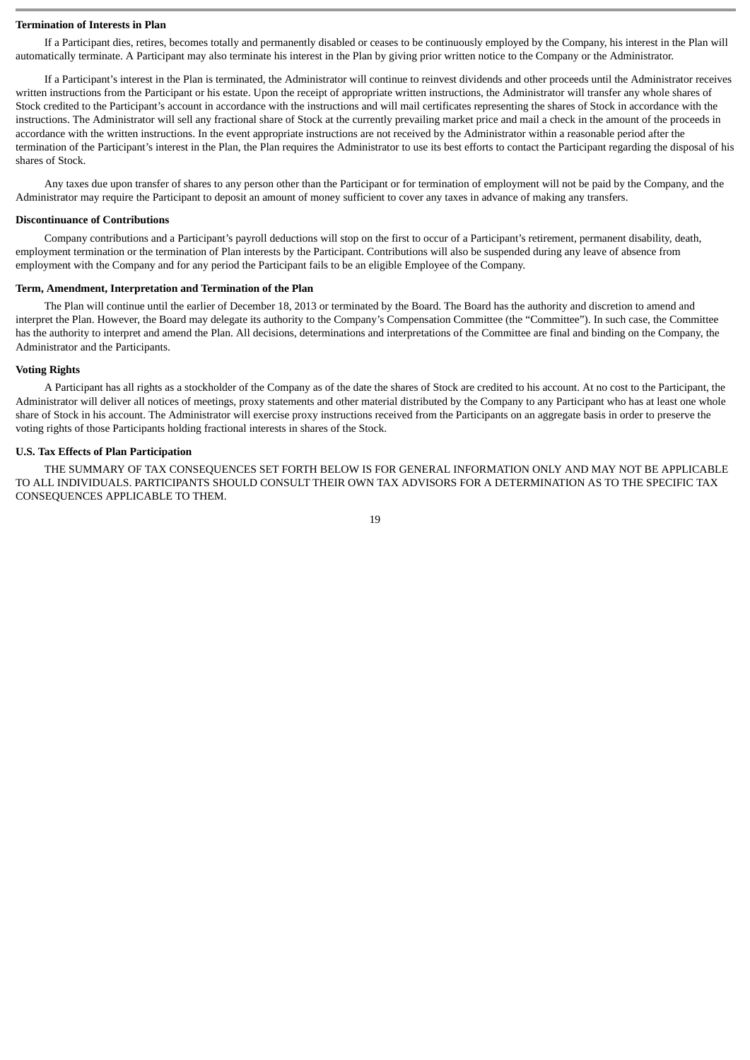### Termination of Interests in Plan

If a Participant dies, retires, becomes totally and permanently disabled or ceases to be continuously employed by the Company, his interest in the Plan will automatically terminate. A Participant may also terminate his interest in the Plan by giving prior written notice to the Company or the Administrator.

If a Participant's interest in the Plan is terminated, the Administrator will continue to reinvest dividends and other proceeds until the Administrator receives written instructions from the Participant or his estate. Upon the receipt of appropriate written instructions, the Administrator will transfer any whole shares of Stock credited to the Participant's account in accordance with the instructions and will mail certificates representing the shares of Stock in accordance with the instructions. The Administrator will sell any fractional share of Stock at the currently prevailing market price and mail a check in the amount of the proceeds in accordance with the written instructions. In the event appropriate instructions are not received by the Administrator within a reasonable period after the termination of the Participant's interest in the Plan, the Plan requires the Administrator to use its best efforts to contact the Participant regarding the disposal of his shares of Stock.

Any taxes due upon transfer of shares to any person other than the Participant or for termination of employment will not be paid by the Company, and the Administrator may require the Participant to deposit an amount of money sufficient to cover any taxes in advance of making any transfers.

### Discontinuance of Contributions

Company contributions and a Participant's payroll deductions will stop on the first to occur of a Participant's retirement, permanent disability, death, employment termination or the termination of Plan interests by the Participant. Contributions will also be suspended during any leave of absence from employment with the Company and for any period the Participant fails to be an eligible Employee of the Company.

### Term, Amendment, Interpretation and Termination of the Plan

The Plan will continue until the earlier of December 18, 2013 or terminated by the Board. The Board has the authority and discretion to amend and interpret the Plan. However, the Board may delegate its authority to the Company's Compensation Committee (the "Committee"). In such case, the Committee has the authority to interpret and amend the Plan. All decisions, determinations and interpretations of the Committee are final and binding on the Company, the Administrator and the Participants.

### Voting Rights

A Participant has all rights as a stockholder of the Company as of the date the shares of Stock are credited to his account. At no cost to the Participant, the Administrator will deliver all notices of meetings, proxy statements and other material distributed by the Company to any Participant who has at least one whole share of Stock in his account. The Administrator will exercise proxy instructions received from the Participants on an aggregate basis in order to preserve the voting rights of those Participants holding fractional interests in shares of the Stock.

### U.S. Tax Effects of Plan Participation

THE SUMMARY OF TAX CONSEQUENCES SET FORTH BELOW IS FOR GENERAL INFORMATION ONLY AND MAY NOT BE APPLICABLE TO ALL INDIVIDUALS. PARTICIPANTS SHOULD CONSULT THEIR OWN TAX ADVISORS FOR A DETERMINATION AS TO THE SPECIFIC TAX CONSEQUENCES APPLICABLE TO THEM.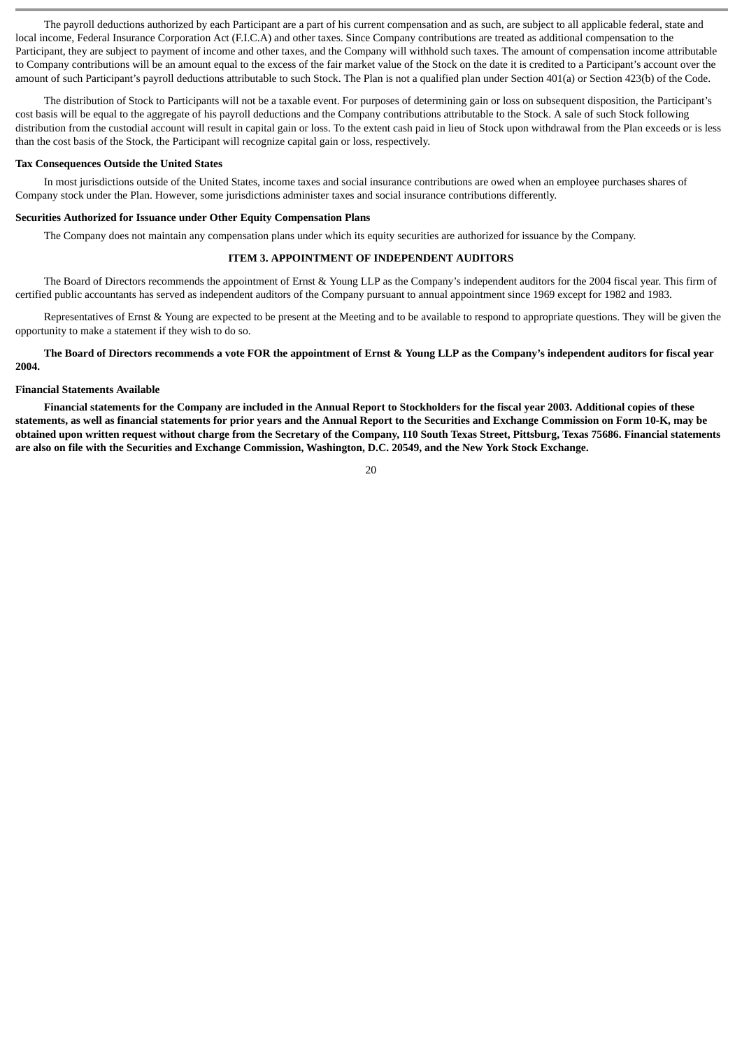The payroll deductions authorized by each Participant are a part of his current compensation and as such, are subject to all applicable federal, state and local income, Federal Insurance Corporation Act (F.I.C.A) and other taxes. Since Company contributions are treated as additional compensation to the Participant, they are subject to payment of income and other taxes, and the Company will withhold such taxes. The amount of compensation income attributable to Company contributions will be an amount equal to the excess of the fair market value of the Stock on the date it is credited to a Participant's account over the amount of such Participant's payroll deductions attributable to such Stock. The Plan is not a qualified plan under Section 401(a) or Section 423(b) of the Code.

The distribution of Stock to Participants will not be a taxable event. For purposes of determining gain or loss on subsequent disposition, the Participant's cost basis will be equal to the aggregate of his payroll deductions and the Company contributions attributable to the Stock. A sale of such Stock following distribution from the custodial account will result in capital gain or loss. To the extent cash paid in lieu of Stock upon withdrawal from the Plan exceeds or is less than the cost basis of the Stock, the Participant will recognize capital gain or loss, respectively.

**Tax Consequences Outside the United States**

In most jurisdictions outside of the United States, income taxes and social insurance contributions are owed when an employee purchases shares of Company stock under the Plan. However, some jurisdictions administer taxes and social insurance contributions differently.

**Securities Authorized for Issuance under Other Equity Compensation Plans**

The Company does not maintain any compensation plans under which its equity securities are authorized for issuance by the Company.

## ITEM 3. APPOINTMENT OF INDEPENDENT AUDITORS

The Board of Directors recommends the appointment of Ernst & Young LLP as the Company's independent auditors for the 2004 fiscal year. This firm of certified public accountants has served as independent auditors of the Company pursuant to annual appointment since 1969 except for 1982 and 1983.

Representatives of Ernst & Young are expected to be present at the Meeting and to be available to respond to appropriate questions. They will be given the opportunity to make a statement if they wish to do so.

**The Board of Directors recommends a vote FOR the appointment of Ernst & Young LLP as the Company's independent auditors for fiscal year 2004.**

**Financial Statements Available**

**Financial statements for the Company are included in the Annual Report to Stockholders for the fiscal year 2003. Additional copies of these statements, as well as financial statements for prior years and the Annual Report to the Securities and Exchange Commission on Form 10-K, may be obtained upon written request without charge from the Secretary of the Company, 110 South Texas Street, Pittsburg, Texas 75686. Financial statements are also on file with the Securities and Exchange Commission, Washington, D.C. 20549, and the New York Stock Exchange.**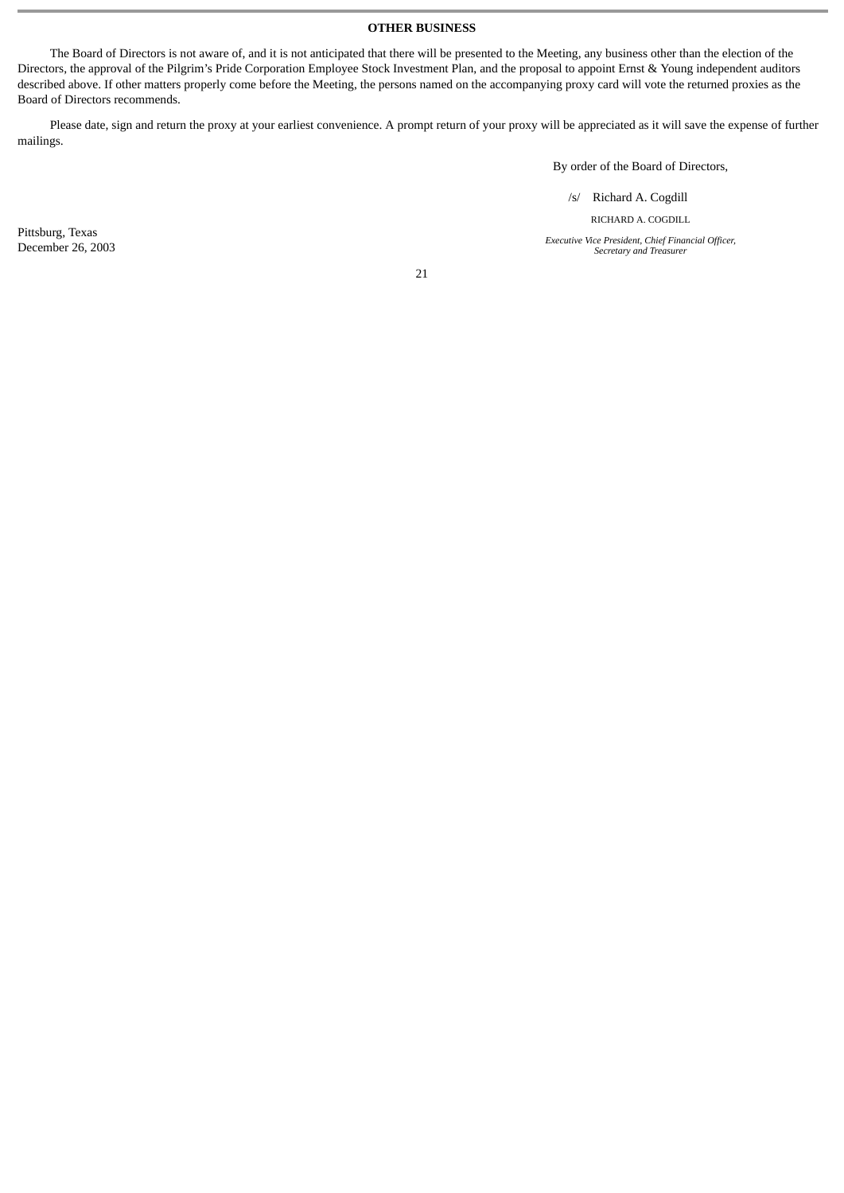## OTHER BUSINESS

The Board of Directors is not aware of, and it is not anticipated that there will be presented to the Meeting, any business other than the election of the Directors, the approval of the Pilgrim's Pride Corporation Employee Stock Investment Plan, and the proposal to appoint Ernst & Young independent auditors described above. If other matters properly come before the Meeting, the persons named on the accompanying proxy card will vote the returned proxies as the Board of Directors recommends.

Please date, sign and return the proxy at your earliest convenience. A prompt return of your proxy will be appreciated as it will save the expense of further mailings.

By order of the Board of Directors,

/s/ Richard A. Cogdill

RICHARD A. COGDILL

*Executive Vice President, Chief Financial Officer, Secretary and Treasurer*

Pittsburg, Texas
December 26, 2003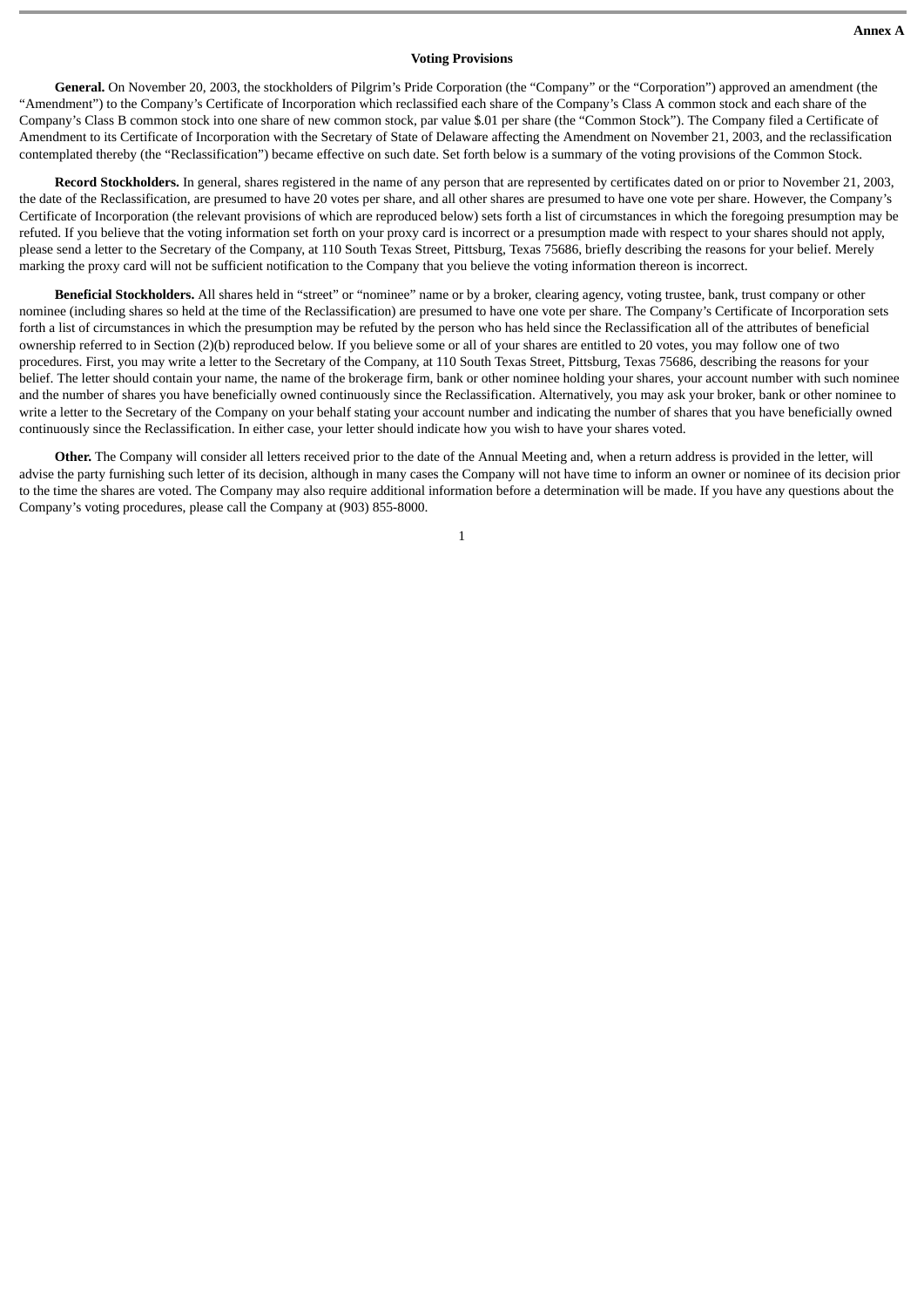**Annex A**

## Voting Provisions

**General.** On November 20, 2003, the stockholders of Pilgrim's Pride Corporation (the "Company" or the "Corporation") approved an amendment (the "Amendment") to the Company's Certificate of Incorporation which reclassified each share of the Company's Class A common stock and each share of the Company's Class B common stock into one share of new common stock, par value $.01 per share (the "Common Stock"). The Company filed a Certificate of Amendment to its Certificate of Incorporation with the Secretary of State of Delaware affecting the Amendment on November 21, 2003, and the reclassification contemplated thereby (the "Reclassification") became effective on such date. Set forth below is a summary of the voting provisions of the Common Stock.

**Record Stockholders.** In general, shares registered in the name of any person that are represented by certificates dated on or prior to November 21, 2003, the date of the Reclassification, are presumed to have 20 votes per share, and all other shares are presumed to have one vote per share. However, the Company's Certificate of Incorporation (the relevant provisions of which are reproduced below) sets forth a list of circumstances in which the foregoing presumption may be refuted. If you believe that the voting information set forth on your proxy card is incorrect or a presumption made with respect to your shares should not apply, please send a letter to the Secretary of the Company, at 110 South Texas Street, Pittsburg, Texas 75686, briefly describing the reasons for your belief. Merely marking the proxy card will not be sufficient notification to the Company that you believe the voting information thereon is incorrect.

**Beneficial Stockholders.** All shares held in "street" or "nominee" name or by a broker, clearing agency, voting trustee, bank, trust company or other nominee (including shares so held at the time of the Reclassification) are presumed to have one vote per share. The Company's Certificate of Incorporation sets forth a list of circumstances in which the presumption may be refuted by the person who has held since the Reclassification all of the attributes of beneficial ownership referred to in Section (2)(b) reproduced below. If you believe some or all of your shares are entitled to 20 votes, you may follow one of two procedures. First, you may write a letter to the Secretary of the Company, at 110 South Texas Street, Pittsburg, Texas 75686, describing the reasons for your belief. The letter should contain your name, the name of the brokerage firm, bank or other nominee holding your shares, your account number with such nominee and the number of shares you have beneficially owned continuously since the Reclassification. Alternatively, you may ask your broker, bank or other nominee to write a letter to the Secretary of the Company on your behalf stating your account number and indicating the number of shares that you have beneficially owned continuously since the Reclassification. In either case, your letter should indicate how you wish to have your shares voted.

**Other.** The Company will consider all letters received prior to the date of the Annual Meeting and, when a return address is provided in the letter, will advise the party furnishing such letter of its decision, although in many cases the Company will not have time to inform an owner or nominee of its decision prior to the time the shares are voted. The Company may also require additional information before a determination will be made. If you have any questions about the Company's voting procedures, please call the Company at (903) 855-8000.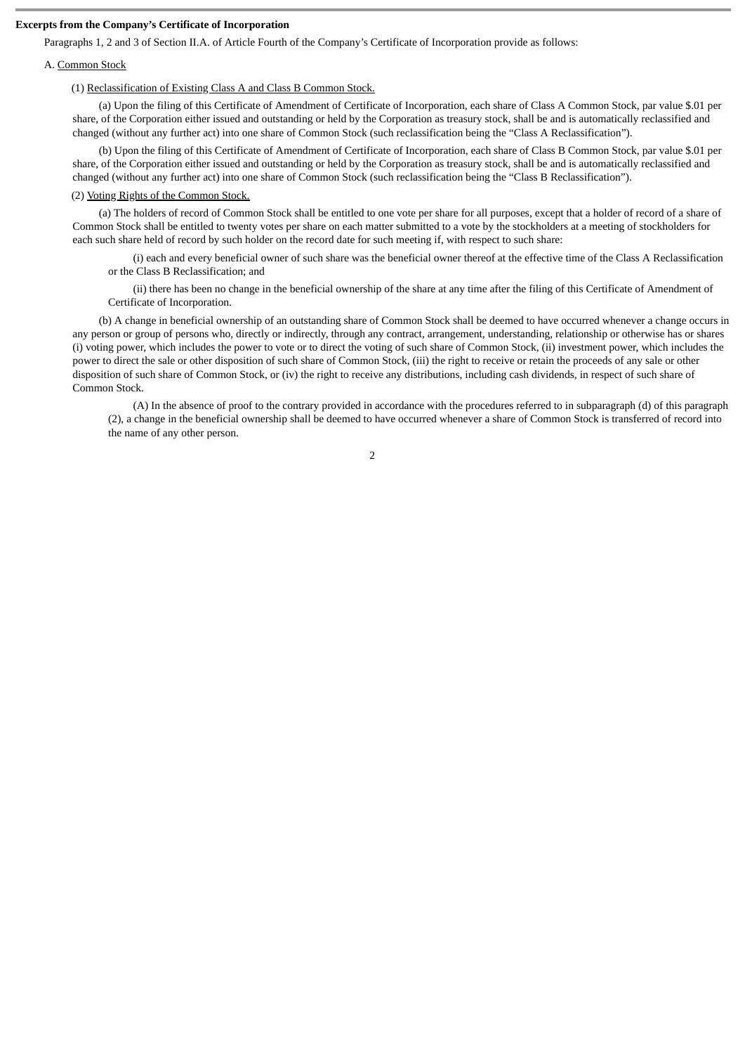**Excerpts from the Company's Certificate of Incorporation**

Paragraphs 1, 2 and 3 of Section II.A. of Article Fourth of the Company's Certificate of Incorporation provide as follows:

A. Common Stock

(1) Reclassification of Existing Class A and Class B Common Stock.

(a) Upon the filing of this Certificate of Amendment of Certificate of Incorporation, each share of Class A Common Stock, par value $.01 per share, of the Corporation either issued and outstanding or held by the Corporation as treasury stock, shall be and is automatically reclassified and changed (without any further act) into one share of Common Stock (such reclassification being the "Class A Reclassification").

(b) Upon the filing of this Certificate of Amendment of Certificate of Incorporation, each share of Class B Common Stock, par value $.01 per share, of the Corporation either issued and outstanding or held by the Corporation as treasury stock, shall be and is automatically reclassified and changed (without any further act) into one share of Common Stock (such reclassification being the "Class B Reclassification").

(2) Voting Rights of the Common Stock.

(a) The holders of record of Common Stock shall be entitled to one vote per share for all purposes, except that a holder of record of a share of Common Stock shall be entitled to twenty votes per share on each matter submitted to a vote by the stockholders at a meeting of stockholders for each such share held of record by such holder on the record date for such meeting if, with respect to such share:

(i) each and every beneficial owner of such share was the beneficial owner thereof at the effective time of the Class A Reclassification or the Class B Reclassification; and

(ii) there has been no change in the beneficial ownership of the share at any time after the filing of this Certificate of Amendment of Certificate of Incorporation.

(b) A change in beneficial ownership of an outstanding share of Common Stock shall be deemed to have occurred whenever a change occurs in any person or group of persons who, directly or indirectly, through any contract, arrangement, understanding, relationship or otherwise has or shares (i) voting power, which includes the power to vote or to direct the voting of such share of Common Stock, (ii) investment power, which includes the power to direct the sale or other disposition of such share of Common Stock, (iii) the right to receive or retain the proceeds of any sale or other disposition of such share of Common Stock, or (iv) the right to receive any distributions, including cash dividends, in respect of such share of Common Stock.

(A) In the absence of proof to the contrary provided in accordance with the procedures referred to in subparagraph (d) of this paragraph (2), a change in the beneficial ownership shall be deemed to have occurred whenever a share of Common Stock is transferred of record into the name of any other person.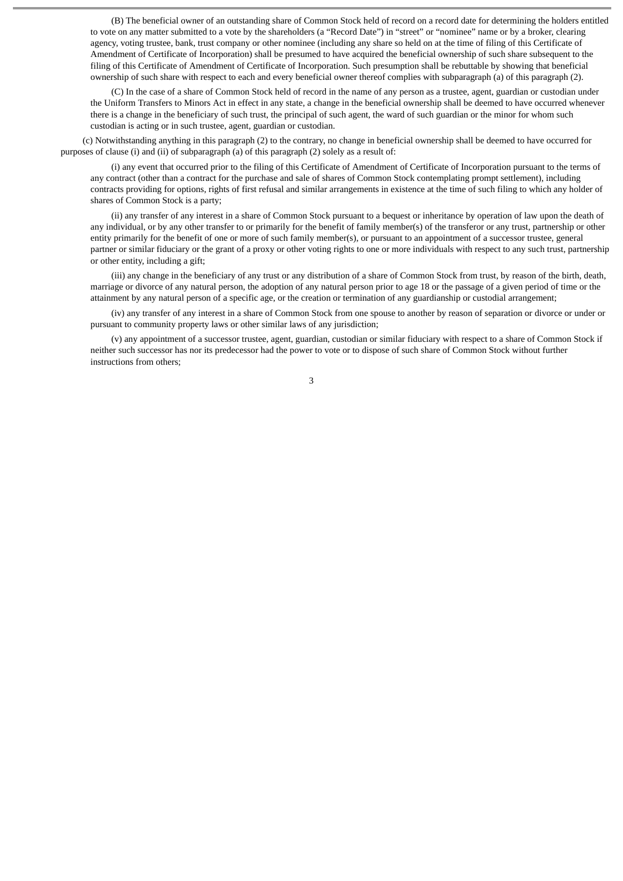(B) The beneficial owner of an outstanding share of Common Stock held of record on a record date for determining the holders entitled to vote on any matter submitted to a vote by the shareholders (a "Record Date") in "street" or "nominee" name or by a broker, clearing agency, voting trustee, bank, trust company or other nominee (including any share so held on at the time of filing of this Certificate of Amendment of Certificate of Incorporation) shall be presumed to have acquired the beneficial ownership of such share subsequent to the filing of this Certificate of Amendment of Certificate of Incorporation. Such presumption shall be rebuttable by showing that beneficial ownership of such share with respect to each and every beneficial owner thereof complies with subparagraph (a) of this paragraph (2).

(C) In the case of a share of Common Stock held of record in the name of any person as a trustee, agent, guardian or custodian under the Uniform Transfers to Minors Act in effect in any state, a change in the beneficial ownership shall be deemed to have occurred whenever there is a change in the beneficiary of such trust, the principal of such agent, the ward of such guardian or the minor for whom such custodian is acting or in such trustee, agent, guardian or custodian.

(c) Notwithstanding anything in this paragraph (2) to the contrary, no change in beneficial ownership shall be deemed to have occurred for purposes of clause (i) and (ii) of subparagraph (a) of this paragraph (2) solely as a result of:

(i) any event that occurred prior to the filing of this Certificate of Amendment of Certificate of Incorporation pursuant to the terms of any contract (other than a contract for the purchase and sale of shares of Common Stock contemplating prompt settlement), including contracts providing for options, rights of first refusal and similar arrangements in existence at the time of such filing to which any holder of shares of Common Stock is a party;

(ii) any transfer of any interest in a share of Common Stock pursuant to a bequest or inheritance by operation of law upon the death of any individual, or by any other transfer to or primarily for the benefit of family member(s) of the transferor or any trust, partnership or other entity primarily for the benefit of one or more of such family member(s), or pursuant to an appointment of a successor trustee, general partner or similar fiduciary or the grant of a proxy or other voting rights to one or more individuals with respect to any such trust, partnership or other entity, including a gift;

(iii) any change in the beneficiary of any trust or any distribution of a share of Common Stock from trust, by reason of the birth, death, marriage or divorce of any natural person, the adoption of any natural person prior to age 18 or the passage of a given period of time or the attainment by any natural person of a specific age, or the creation or termination of any guardianship or custodial arrangement;

(iv) any transfer of any interest in a share of Common Stock from one spouse to another by reason of separation or divorce or under or pursuant to community property laws or other similar laws of any jurisdiction;

(v) any appointment of a successor trustee, agent, guardian, custodian or similar fiduciary with respect to a share of Common Stock if neither such successor has nor its predecessor had the power to vote or to dispose of such share of Common Stock without further instructions from others;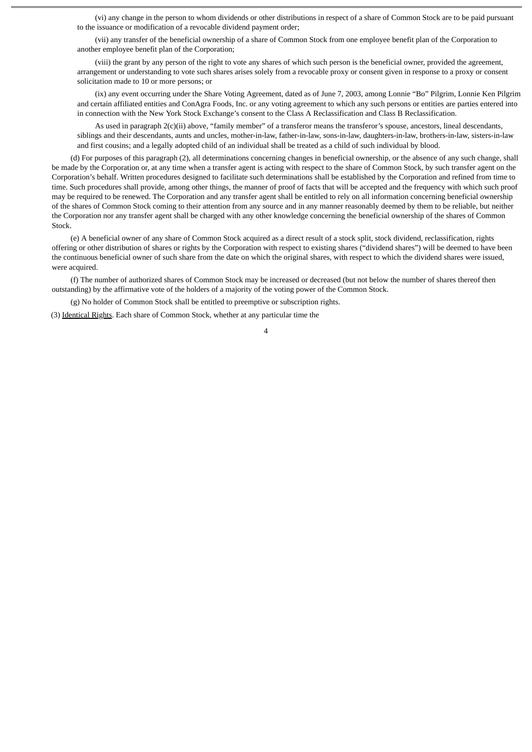(vi) any change in the person to whom dividends or other distributions in respect of a share of Common Stock are to be paid pursuant to the issuance or modification of a revocable dividend payment order;

(vii) any transfer of the beneficial ownership of a share of Common Stock from one employee benefit plan of the Corporation to another employee benefit plan of the Corporation;

(viii) the grant by any person of the right to vote any shares of which such person is the beneficial owner, provided the agreement, arrangement or understanding to vote such shares arises solely from a revocable proxy or consent given in response to a proxy or consent solicitation made to 10 or more persons; or

(ix) any event occurring under the Share Voting Agreement, dated as of June 7, 2003, among Lonnie "Bo" Pilgrim, Lonnie Ken Pilgrim and certain affiliated entities and ConAgra Foods, Inc. or any voting agreement to which any such persons or entities are parties entered into in connection with the New York Stock Exchange's consent to the Class A Reclassification and Class B Reclassification.

As used in paragraph 2(c)(ii) above, "family member" of a transferor means the transferor's spouse, ancestors, lineal descendants, siblings and their descendants, aunts and uncles, mother-in-law, father-in-law, sons-in-law, daughters-in-law, brothers-in-law, sisters-in-law and first cousins; and a legally adopted child of an individual shall be treated as a child of such individual by blood.

(d) For purposes of this paragraph (2), all determinations concerning changes in beneficial ownership, or the absence of any such change, shall be made by the Corporation or, at any time when a transfer agent is acting with respect to the share of Common Stock, by such transfer agent on the Corporation's behalf. Written procedures designed to facilitate such determinations shall be established by the Corporation and refined from time to time. Such procedures shall provide, among other things, the manner of proof of facts that will be accepted and the frequency with which such proof may be required to be renewed. The Corporation and any transfer agent shall be entitled to rely on all information concerning beneficial ownership of the shares of Common Stock coming to their attention from any source and in any manner reasonably deemed by them to be reliable, but neither the Corporation nor any transfer agent shall be charged with any other knowledge concerning the beneficial ownership of the shares of Common Stock.

(e) A beneficial owner of any share of Common Stock acquired as a direct result of a stock split, stock dividend, reclassification, rights offering or other distribution of shares or rights by the Corporation with respect to existing shares ("dividend shares") will be deemed to have been the continuous beneficial owner of such share from the date on which the original shares, with respect to which the dividend shares were issued, were acquired.

(f) The number of authorized shares of Common Stock may be increased or decreased (but not below the number of shares thereof then outstanding) by the affirmative vote of the holders of a majority of the voting power of the Common Stock.

(g) No holder of Common Stock shall be entitled to preemptive or subscription rights.

(3) Identical Rights. Each share of Common Stock, whether at any particular time the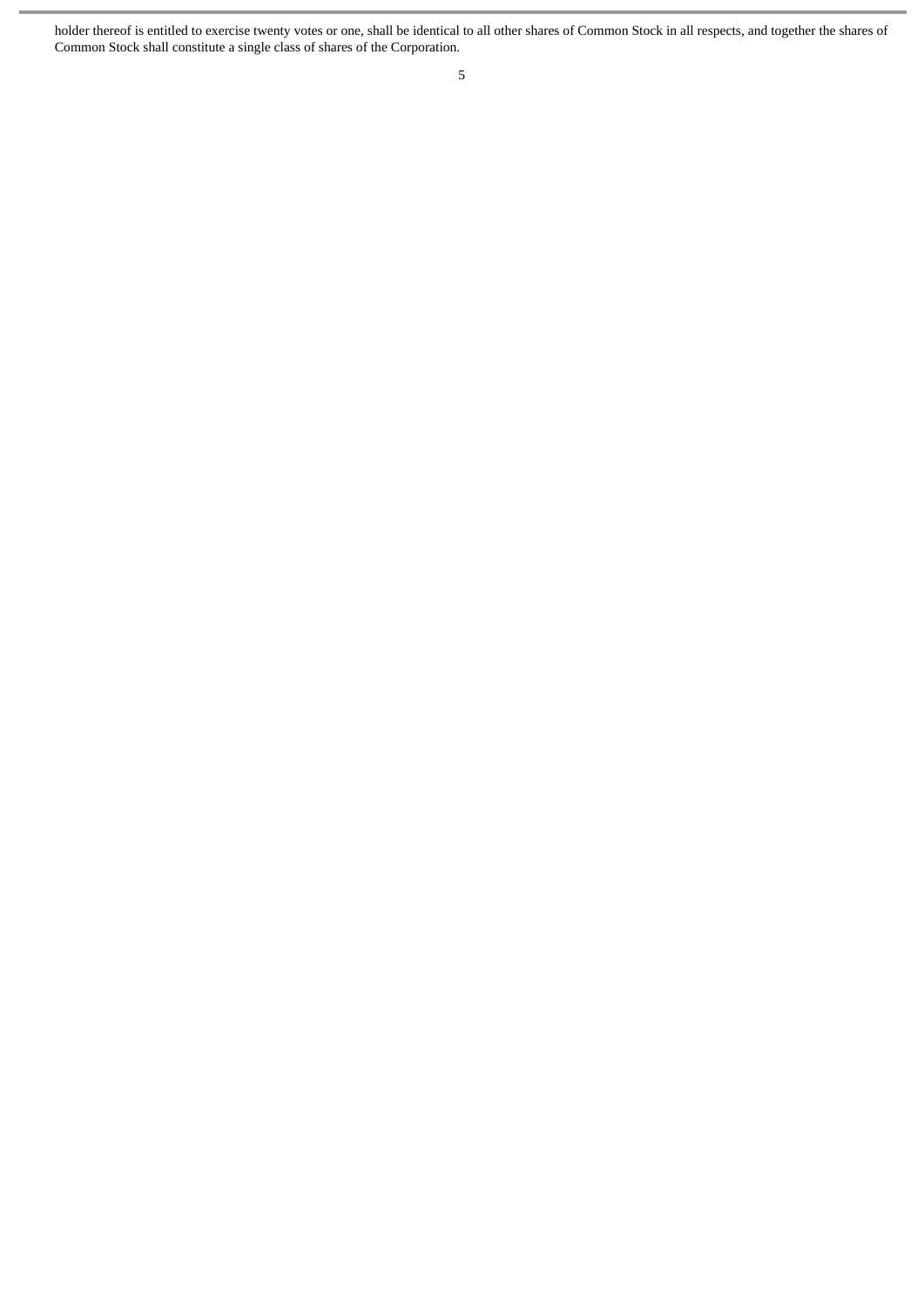holder thereof is entitled to exercise twenty votes or one, shall be identical to all other shares of Common Stock in all respects, and together the shares of Common Stock shall constitute a single class of shares of the Corporation.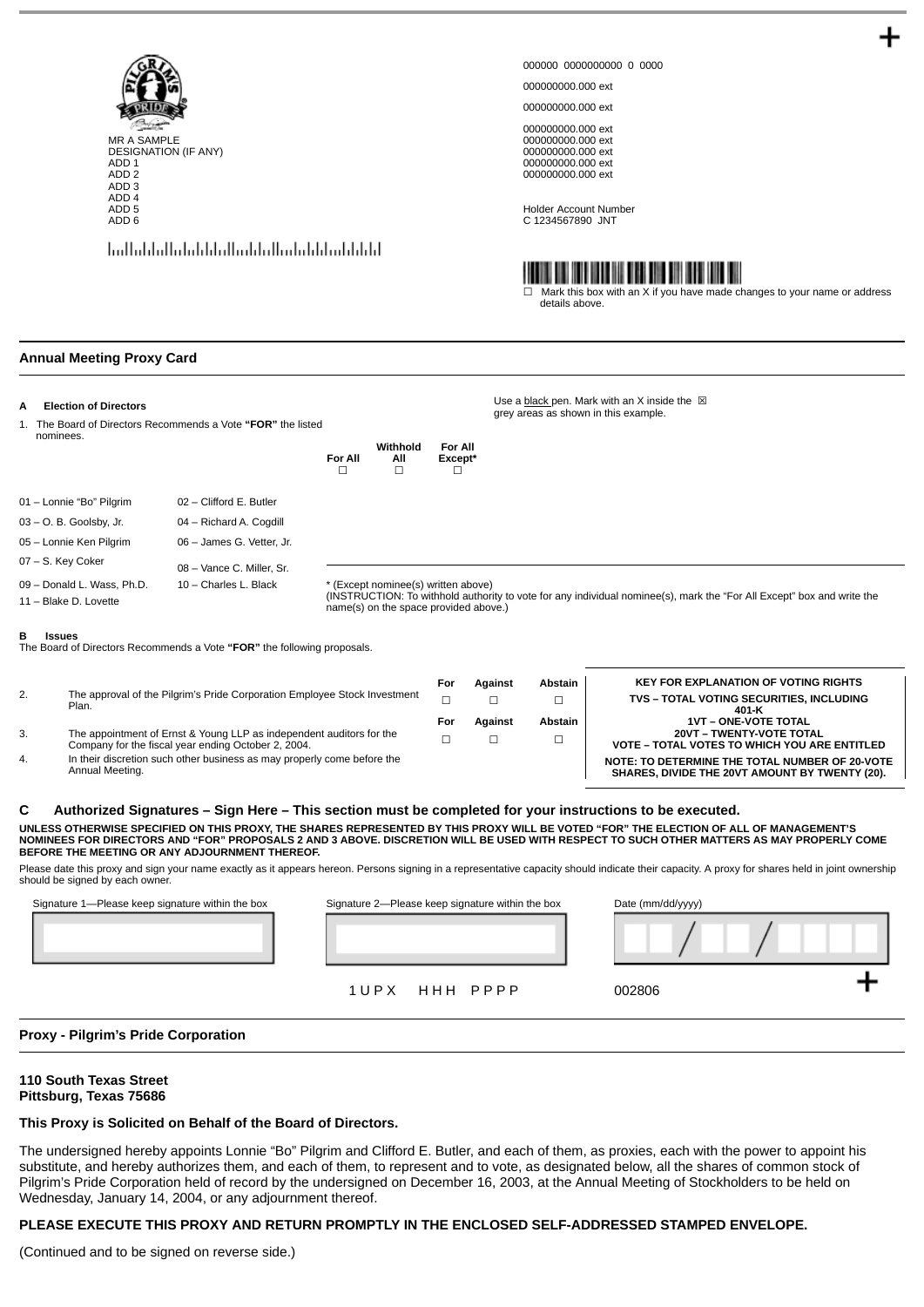MR A SAMPLE
DESIGNATION (IF ANY)
ADD 1
ADD 2
ADD 3
ADD 4
ADD 5
ADD 6

000000 0000000000 0 0000

000000000.000 ext

000000000.000 ext

000000000.000 ext
000000000.000 ext
000000000.000 ext
000000000.000 ext
000000000.000 ext

Holder Account Number
C 1234567890 JNT

☐ Mark this box with an X if you have made changes to your name or address details above.

## Annual Meeting Proxy Card

Use a black pen. Mark with an X inside the ☒ grey areas as shown in this example.

**A Election of Directors**

1. The Board of Directors Recommends a Vote **"FOR"** the listed nominees.

| For All | Withhold All | For All Except* |
|---|---|---|
| ☐ | ☐ | ☐ |

01 – Lonnie "Bo" Pilgrim
02 – Clifford E. Butler
03 – O. B. Goolsby, Jr.
04 – Richard A. Cogdill
05 – Lonnie Ken Pilgrim
06 – James G. Vetter, Jr.
07 – S. Key Coker
08 – Vance C. Miller, Sr.
09 – Donald L. Wass, Ph.D.
10 – Charles L. Black
11 – Blake D. Lovette

\* (Except nominee(s) written above)
(INSTRUCTION: To withhold authority to vote for any individual nominee(s), mark the "For All Except" box and write the name(s) on the space provided above.)

**B Issues**
The Board of Directors Recommends a Vote **"FOR"** the following proposals.

| | | For | Against | Abstain |
|---|---|---|---|---|
| 2. | The approval of the Pilgrim's Pride Corporation Employee Stock Investment Plan. | ☐ | ☐ | ☐ |
| 3. | The appointment of Ernst & Young LLP as independent auditors for the Company for the fiscal year ending October 2, 2004. | ☐ | ☐ | ☐ |
| 4. | In their discretion such other business as may properly come before the Annual Meeting. | | | |

**KEY FOR EXPLANATION OF VOTING RIGHTS**
**TVS – TOTAL VOTING SECURITIES, INCLUDING 401-K**
**1VT – ONE-VOTE TOTAL**
**20VT – TWENTY-VOTE TOTAL**
**VOTE – TOTAL VOTES TO WHICH YOU ARE ENTITLED**
**NOTE: TO DETERMINE THE TOTAL NUMBER OF 20-VOTE SHARES, DIVIDE THE 20VT AMOUNT BY TWENTY (20).**

### C Authorized Signatures – Sign Here – This section must be completed for your instructions to be executed.

**UNLESS OTHERWISE SPECIFIED ON THIS PROXY, THE SHARES REPRESENTED BY THIS PROXY WILL BE VOTED "FOR" THE ELECTION OF ALL OF MANAGEMENT'S NOMINEES FOR DIRECTORS AND "FOR" PROPOSALS 2 AND 3 ABOVE. DISCRETION WILL BE USED WITH RESPECT TO SUCH OTHER MATTERS AS MAY PROPERLY COME BEFORE THE MEETING OR ANY ADJOURNMENT THEREOF.**

Please date this proxy and sign your name exactly as it appears hereon. Persons signing in a representative capacity should indicate their capacity. A proxy for shares held in joint ownership should be signed by each owner.

| Signature 1—Please keep signature within the box | Signature 2—Please keep signature within the box | Date (mm/dd/yyyy) |
|---|---|---|
| | | / / |

1 U P X H H H P P P P

002806

## Proxy - Pilgrim's Pride Corporation

**110 South Texas Street**
**Pittsburg, Texas 75686**

**This Proxy is Solicited on Behalf of the Board of Directors.**

The undersigned hereby appoints Lonnie "Bo" Pilgrim and Clifford E. Butler, and each of them, as proxies, each with the power to appoint his substitute, and hereby authorizes them, and each of them, to represent and to vote, as designated below, all the shares of common stock of Pilgrim's Pride Corporation held of record by the undersigned on December 16, 2003, at the Annual Meeting of Stockholders to be held on Wednesday, January 14, 2004, or any adjournment thereof.

**PLEASE EXECUTE THIS PROXY AND RETURN PROMPTLY IN THE ENCLOSED SELF-ADDRESSED STAMPED ENVELOPE.**

(Continued and to be signed on reverse side.)